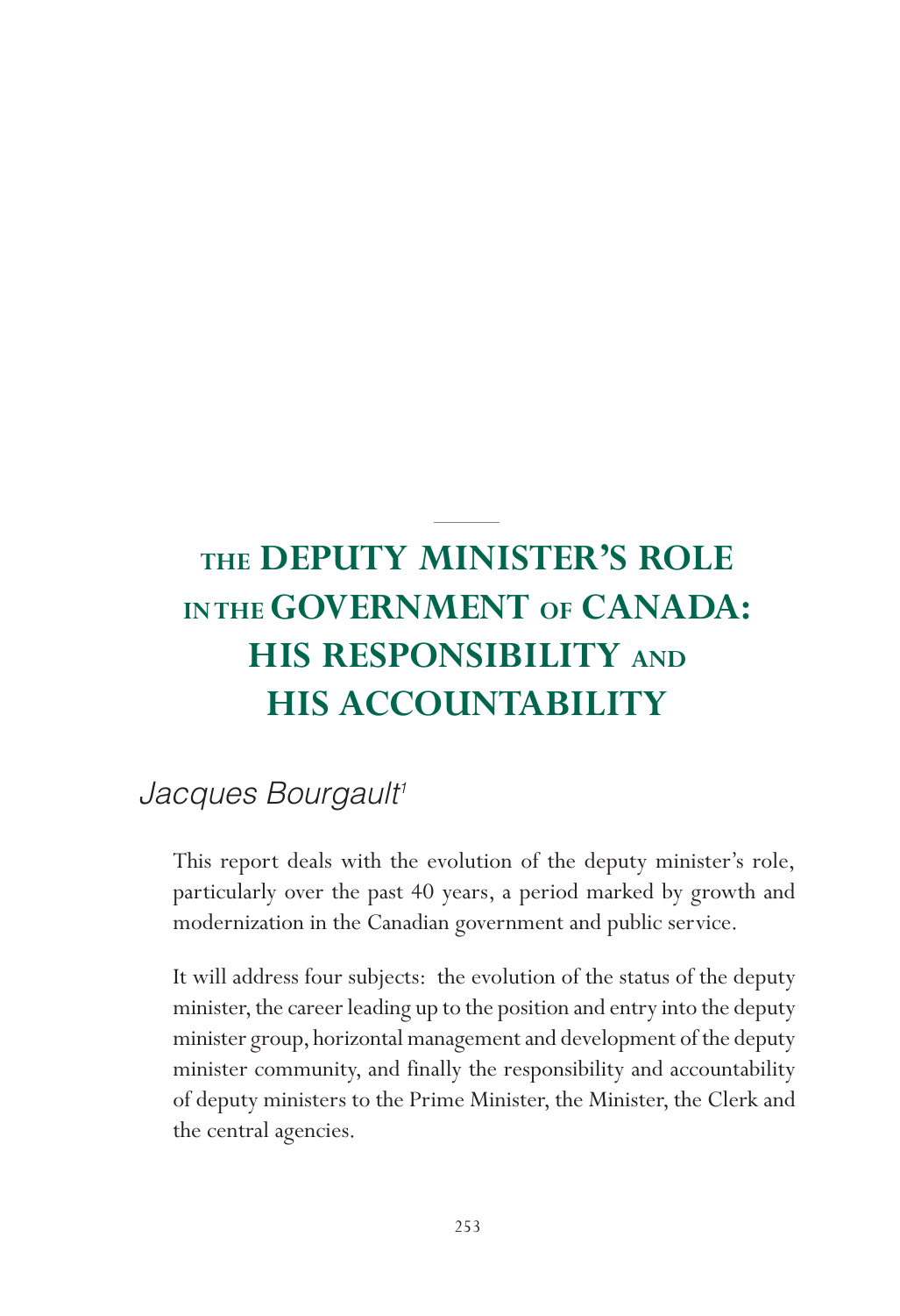# THE DEPUTY MINISTER'S ROLE IN THE GOVERNMENT OF CANADA: HIS RESPONSIBILITY AND HIS ACCOUNTABILITY

*Jacques Bourgault*[1]

This report deals with the evolution of the deputy minister's role, particularly over the past 40 years, a period marked by growth and modernization in the Canadian government and public service.

It will address four subjects: the evolution of the status of the deputy minister, the career leading up to the position and entry into the deputy minister group, horizontal management and development of the deputy minister community, and finally the responsibility and accountability of deputy ministers to the Prime Minister, the Minister, the Clerk and the central agencies.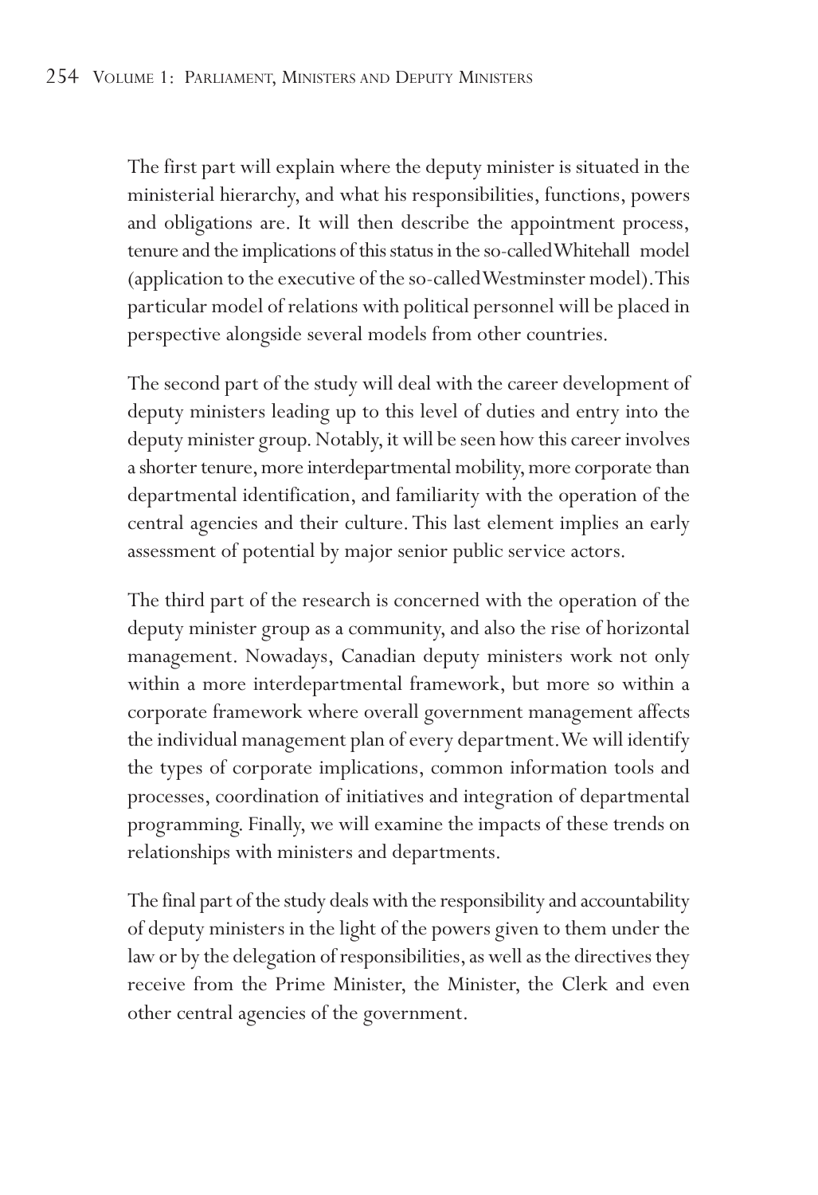The first part will explain where the deputy minister is situated in the ministerial hierarchy, and what his responsibilities, functions, powers and obligations are. It will then describe the appointment process, tenure and the implications of this status in the so-called Whitehall model (application to the executive of the so-called Westminster model). This particular model of relations with political personnel will be placed in perspective alongside several models from other countries.

The second part of the study will deal with the career development of deputy ministers leading up to this level of duties and entry into the deputy minister group. Notably, it will be seen how this career involves a shorter tenure, more interdepartmental mobility, more corporate than departmental identification, and familiarity with the operation of the central agencies and their culture. This last element implies an early assessment of potential by major senior public service actors.

The third part of the research is concerned with the operation of the deputy minister group as a community, and also the rise of horizontal management. Nowadays, Canadian deputy ministers work not only within a more interdepartmental framework, but more so within a corporate framework where overall government management affects the individual management plan of every department. We will identify the types of corporate implications, common information tools and processes, coordination of initiatives and integration of departmental programming. Finally, we will examine the impacts of these trends on relationships with ministers and departments.

The final part of the study deals with the responsibility and accountability of deputy ministers in the light of the powers given to them under the law or by the delegation of responsibilities, as well as the directives they receive from the Prime Minister, the Minister, the Clerk and even other central agencies of the government.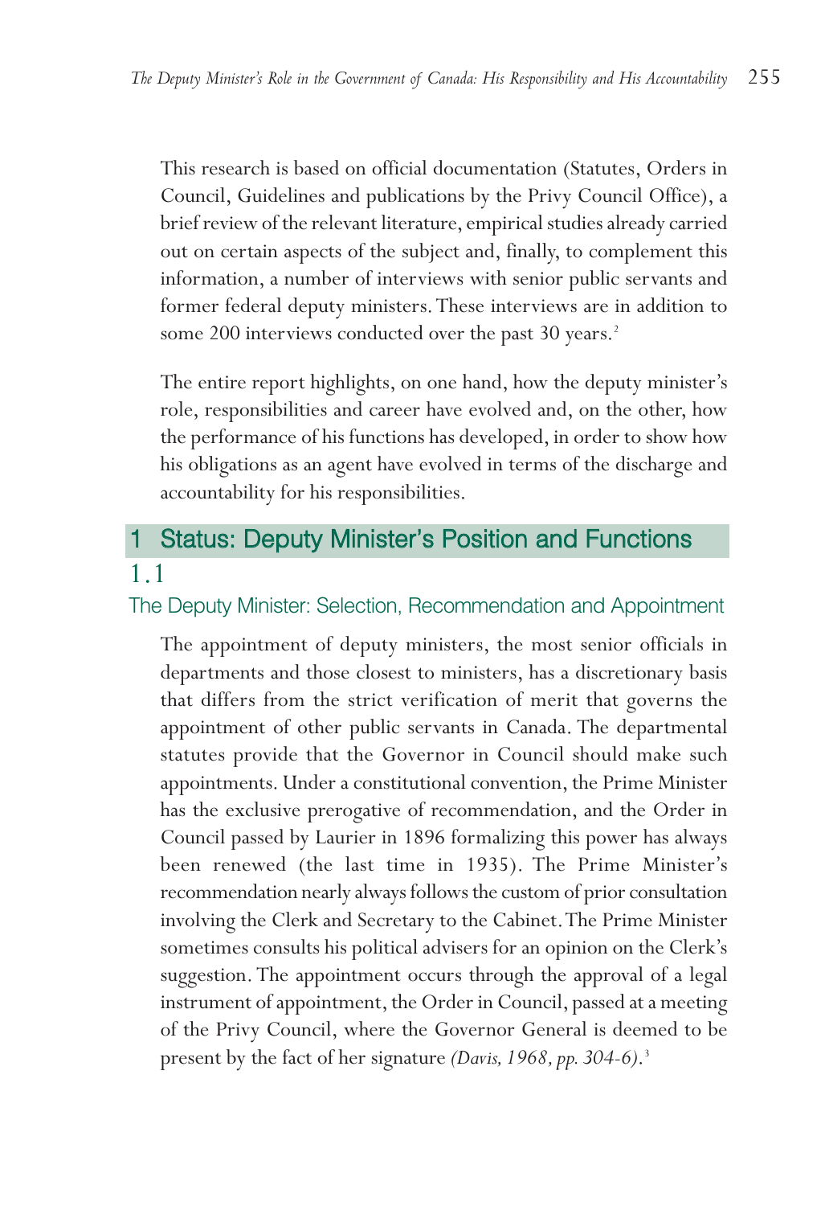This research is based on official documentation (Statutes, Orders in Council, Guidelines and publications by the Privy Council Office), a brief review of the relevant literature, empirical studies already carried out on certain aspects of the subject and, finally, to complement this information, a number of interviews with senior public servants and former federal deputy ministers. These interviews are in addition to some 200 interviews conducted over the past 30 years.[2]

The entire report highlights, on one hand, how the deputy minister's role, responsibilities and career have evolved and, on the other, how the performance of his functions has developed, in order to show how his obligations as an agent have evolved in terms of the discharge and accountability for his responsibilities.

## 1 Status: Deputy Minister's Position and Functions

### 1.1 The Deputy Minister: Selection, Recommendation and Appointment

The appointment of deputy ministers, the most senior officials in departments and those closest to ministers, has a discretionary basis that differs from the strict verification of merit that governs the appointment of other public servants in Canada. The departmental statutes provide that the Governor in Council should make such appointments. Under a constitutional convention, the Prime Minister has the exclusive prerogative of recommendation, and the Order in Council passed by Laurier in 1896 formalizing this power has always been renewed (the last time in 1935). The Prime Minister's recommendation nearly always follows the custom of prior consultation involving the Clerk and Secretary to the Cabinet. The Prime Minister sometimes consults his political advisers for an opinion on the Clerk's suggestion. The appointment occurs through the approval of a legal instrument of appointment, the Order in Council, passed at a meeting of the Privy Council, where the Governor General is deemed to be present by the fact of her signature *(Davis, 1968, pp. 304-6)*.[3]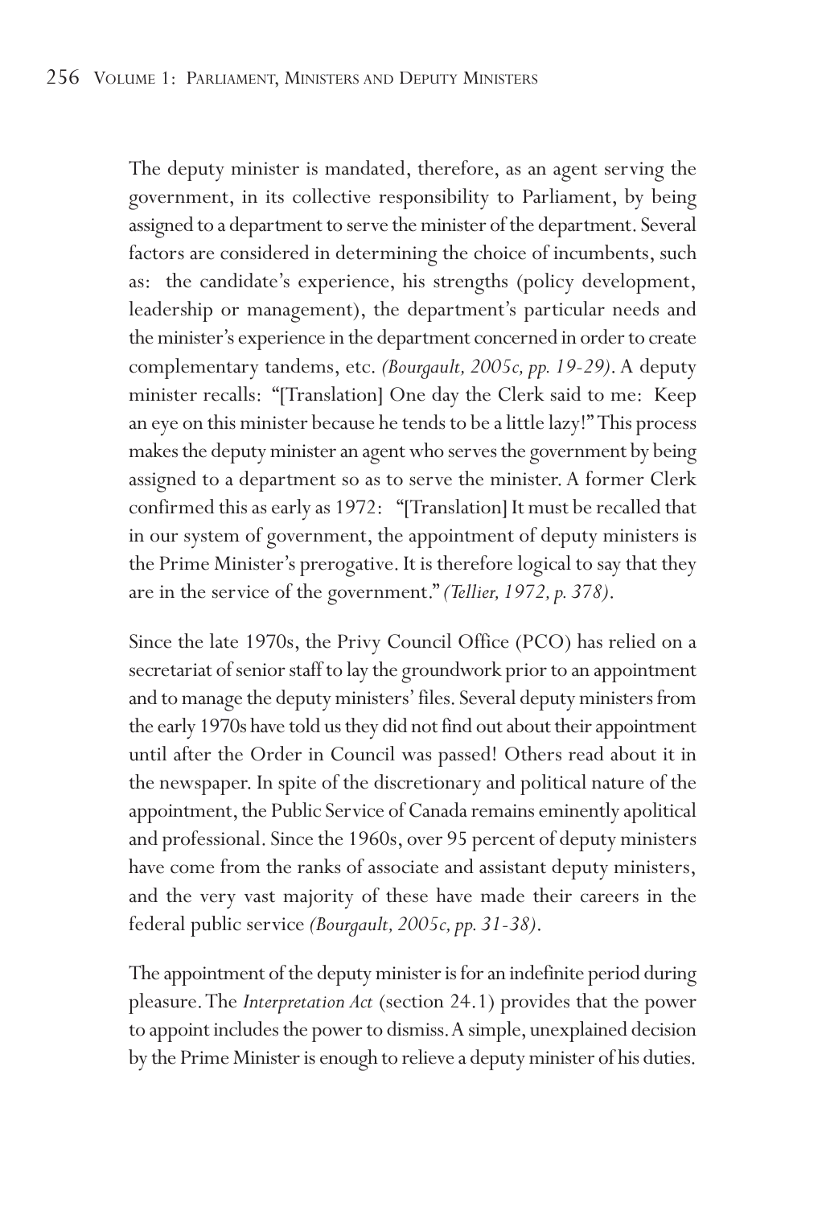The deputy minister is mandated, therefore, as an agent serving the government, in its collective responsibility to Parliament, by being assigned to a department to serve the minister of the department. Several factors are considered in determining the choice of incumbents, such as: the candidate's experience, his strengths (policy development, leadership or management), the department's particular needs and the minister's experience in the department concerned in order to create complementary tandems, etc. *(Bourgault, 2005c, pp. 19-29)*. A deputy minister recalls: "[Translation] One day the Clerk said to me: Keep an eye on this minister because he tends to be a little lazy!" This process makes the deputy minister an agent who serves the government by being assigned to a department so as to serve the minister. A former Clerk confirmed this as early as 1972: "[Translation] It must be recalled that in our system of government, the appointment of deputy ministers is the Prime Minister's prerogative. It is therefore logical to say that they are in the service of the government." *(Tellier, 1972, p. 378)*.

Since the late 1970s, the Privy Council Office (PCO) has relied on a secretariat of senior staff to lay the groundwork prior to an appointment and to manage the deputy ministers' files. Several deputy ministers from the early 1970s have told us they did not find out about their appointment until after the Order in Council was passed! Others read about it in the newspaper. In spite of the discretionary and political nature of the appointment, the Public Service of Canada remains eminently apolitical and professional. Since the 1960s, over 95 percent of deputy ministers have come from the ranks of associate and assistant deputy ministers, and the very vast majority of these have made their careers in the federal public service *(Bourgault, 2005c, pp. 31-38)*.

The appointment of the deputy minister is for an indefinite period during pleasure. The *Interpretation Act* (section 24.1) provides that the power to appoint includes the power to dismiss. A simple, unexplained decision by the Prime Minister is enough to relieve a deputy minister of his duties.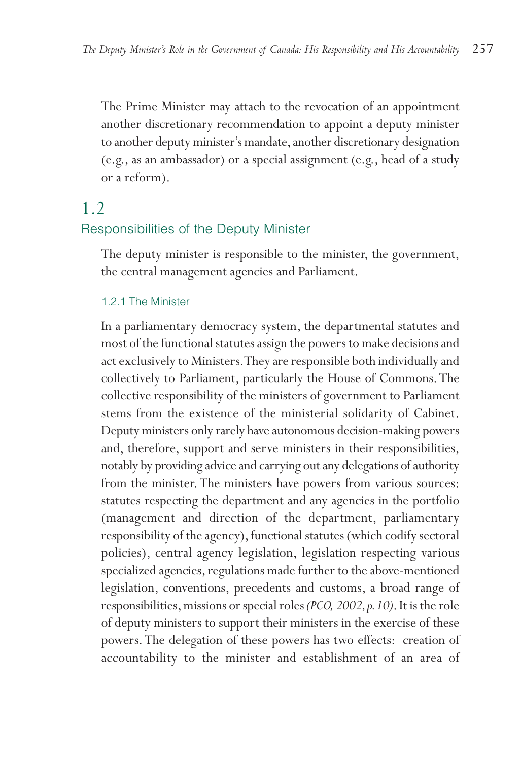The Prime Minister may attach to the revocation of an appointment another discretionary recommendation to appoint a deputy minister to another deputy minister's mandate, another discretionary designation (e.g., as an ambassador) or a special assignment (e.g., head of a study or a reform).

## 1.2 Responsibilities of the Deputy Minister

The deputy minister is responsible to the minister, the government, the central management agencies and Parliament.

### 1.2.1 The Minister

In a parliamentary democracy system, the departmental statutes and most of the functional statutes assign the powers to make decisions and act exclusively to Ministers. They are responsible both individually and collectively to Parliament, particularly the House of Commons. The collective responsibility of the ministers of government to Parliament stems from the existence of the ministerial solidarity of Cabinet. Deputy ministers only rarely have autonomous decision-making powers and, therefore, support and serve ministers in their responsibilities, notably by providing advice and carrying out any delegations of authority from the minister. The ministers have powers from various sources: statutes respecting the department and any agencies in the portfolio (management and direction of the department, parliamentary responsibility of the agency), functional statutes (which codify sectoral policies), central agency legislation, legislation respecting various specialized agencies, regulations made further to the above-mentioned legislation, conventions, precedents and customs, a broad range of responsibilities, missions or special roles *(PCO, 2002, p. 10)*. It is the role of deputy ministers to support their ministers in the exercise of these powers. The delegation of these powers has two effects: creation of accountability to the minister and establishment of an area of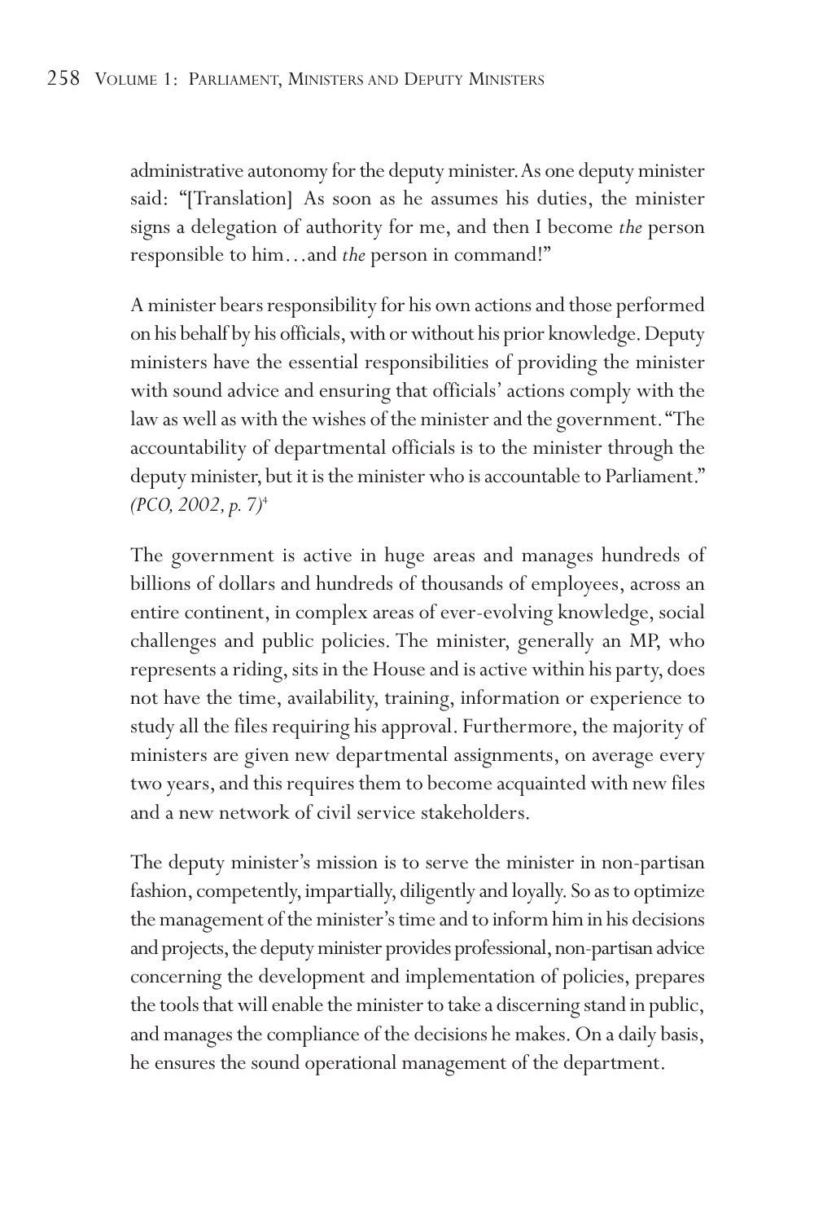administrative autonomy for the deputy minister. As one deputy minister said: "[Translation] As soon as he assumes his duties, the minister signs a delegation of authority for me, and then I become *the* person responsible to him…and *the* person in command!"

A minister bears responsibility for his own actions and those performed on his behalf by his officials, with or without his prior knowledge. Deputy ministers have the essential responsibilities of providing the minister with sound advice and ensuring that officials' actions comply with the law as well as with the wishes of the minister and the government. "The accountability of departmental officials is to the minister through the deputy minister, but it is the minister who is accountable to Parliament." *(PCO, 2002, p. 7)*[4]

The government is active in huge areas and manages hundreds of billions of dollars and hundreds of thousands of employees, across an entire continent, in complex areas of ever-evolving knowledge, social challenges and public policies. The minister, generally an MP, who represents a riding, sits in the House and is active within his party, does not have the time, availability, training, information or experience to study all the files requiring his approval. Furthermore, the majority of ministers are given new departmental assignments, on average every two years, and this requires them to become acquainted with new files and a new network of civil service stakeholders.

The deputy minister's mission is to serve the minister in non-partisan fashion, competently, impartially, diligently and loyally. So as to optimize the management of the minister's time and to inform him in his decisions and projects, the deputy minister provides professional, non-partisan advice concerning the development and implementation of policies, prepares the tools that will enable the minister to take a discerning stand in public, and manages the compliance of the decisions he makes. On a daily basis, he ensures the sound operational management of the department.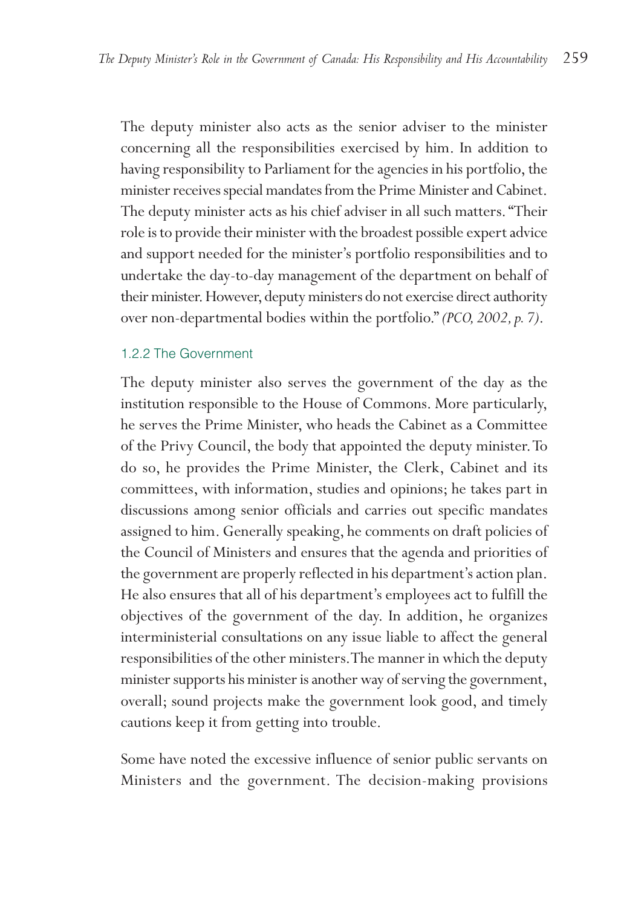The deputy minister also acts as the senior adviser to the minister concerning all the responsibilities exercised by him. In addition to having responsibility to Parliament for the agencies in his portfolio, the minister receives special mandates from the Prime Minister and Cabinet. The deputy minister acts as his chief adviser in all such matters. "Their role is to provide their minister with the broadest possible expert advice and support needed for the minister's portfolio responsibilities and to undertake the day-to-day management of the department on behalf of their minister. However, deputy ministers do not exercise direct authority over non-departmental bodies within the portfolio." *(PCO, 2002, p. 7)*.

### 1.2.2 The Government

The deputy minister also serves the government of the day as the institution responsible to the House of Commons. More particularly, he serves the Prime Minister, who heads the Cabinet as a Committee of the Privy Council, the body that appointed the deputy minister. To do so, he provides the Prime Minister, the Clerk, Cabinet and its committees, with information, studies and opinions; he takes part in discussions among senior officials and carries out specific mandates assigned to him. Generally speaking, he comments on draft policies of the Council of Ministers and ensures that the agenda and priorities of the government are properly reflected in his department's action plan. He also ensures that all of his department's employees act to fulfill the objectives of the government of the day. In addition, he organizes interministerial consultations on any issue liable to affect the general responsibilities of the other ministers. The manner in which the deputy minister supports his minister is another way of serving the government, overall; sound projects make the government look good, and timely cautions keep it from getting into trouble.

Some have noted the excessive influence of senior public servants on Ministers and the government. The decision-making provisions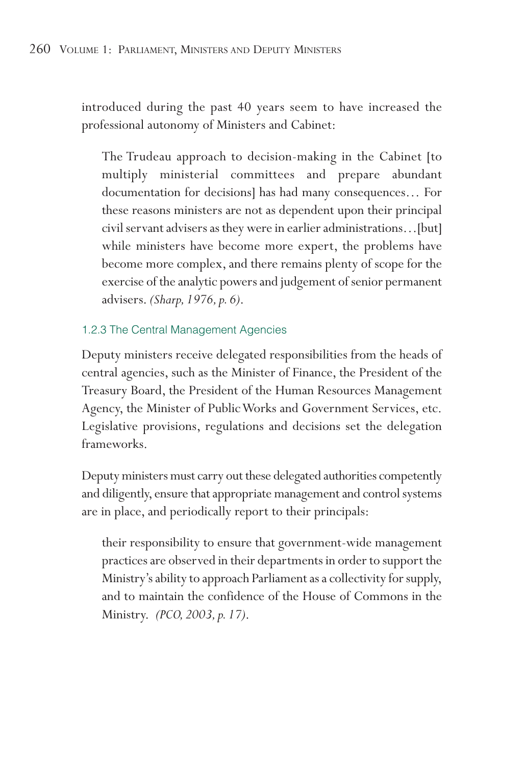introduced during the past 40 years seem to have increased the professional autonomy of Ministers and Cabinet:

> The Trudeau approach to decision-making in the Cabinet [to multiply ministerial committees and prepare abundant documentation for decisions] has had many consequences… For these reasons ministers are not as dependent upon their principal civil servant advisers as they were in earlier administrations…[but] while ministers have become more expert, the problems have become more complex, and there remains plenty of scope for the exercise of the analytic powers and judgement of senior permanent advisers. *(Sharp, 1976, p. 6)*.

### 1.2.3 The Central Management Agencies

Deputy ministers receive delegated responsibilities from the heads of central agencies, such as the Minister of Finance, the President of the Treasury Board, the President of the Human Resources Management Agency, the Minister of Public Works and Government Services, etc. Legislative provisions, regulations and decisions set the delegation frameworks.

Deputy ministers must carry out these delegated authorities competently and diligently, ensure that appropriate management and control systems are in place, and periodically report to their principals:

> their responsibility to ensure that government-wide management practices are observed in their departments in order to support the Ministry's ability to approach Parliament as a collectivity for supply, and to maintain the confidence of the House of Commons in the Ministry. *(PCO, 2003, p. 17)*.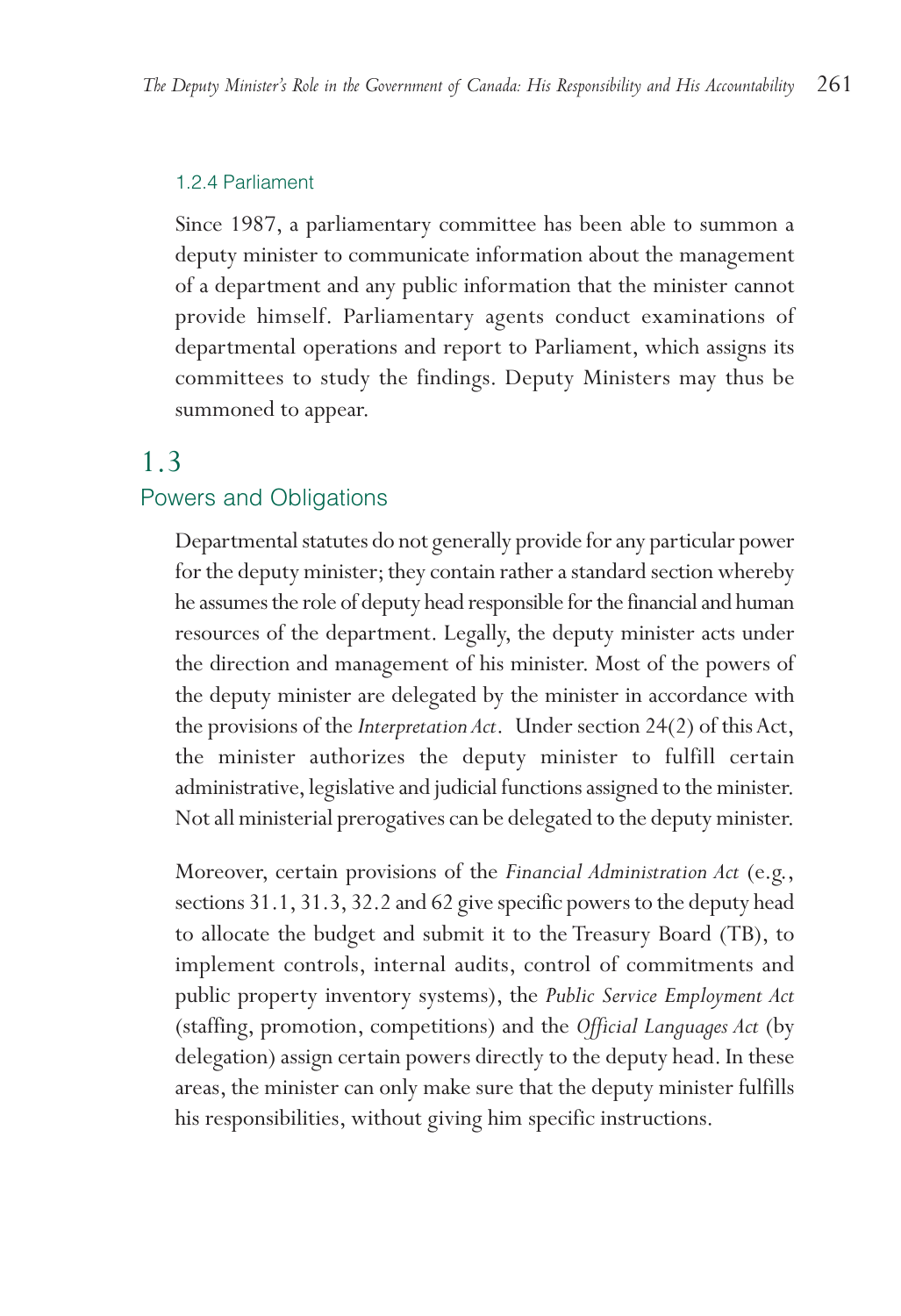#### 1.2.4 Parliament

Since 1987, a parliamentary committee has been able to summon a deputy minister to communicate information about the management of a department and any public information that the minister cannot provide himself. Parliamentary agents conduct examinations of departmental operations and report to Parliament, which assigns its committees to study the findings. Deputy Ministers may thus be summoned to appear.

## 1.3 Powers and Obligations

Departmental statutes do not generally provide for any particular power for the deputy minister; they contain rather a standard section whereby he assumes the role of deputy head responsible for the financial and human resources of the department. Legally, the deputy minister acts under the direction and management of his minister. Most of the powers of the deputy minister are delegated by the minister in accordance with the provisions of the *Interpretation Act*. Under section 24(2) of this Act, the minister authorizes the deputy minister to fulfill certain administrative, legislative and judicial functions assigned to the minister. Not all ministerial prerogatives can be delegated to the deputy minister.

Moreover, certain provisions of the *Financial Administration Act* (e.g., sections 31.1, 31.3, 32.2 and 62 give specific powers to the deputy head to allocate the budget and submit it to the Treasury Board (TB), to implement controls, internal audits, control of commitments and public property inventory systems), the *Public Service Employment Act* (staffing, promotion, competitions) and the *Official Languages Act* (by delegation) assign certain powers directly to the deputy head. In these areas, the minister can only make sure that the deputy minister fulfills his responsibilities, without giving him specific instructions.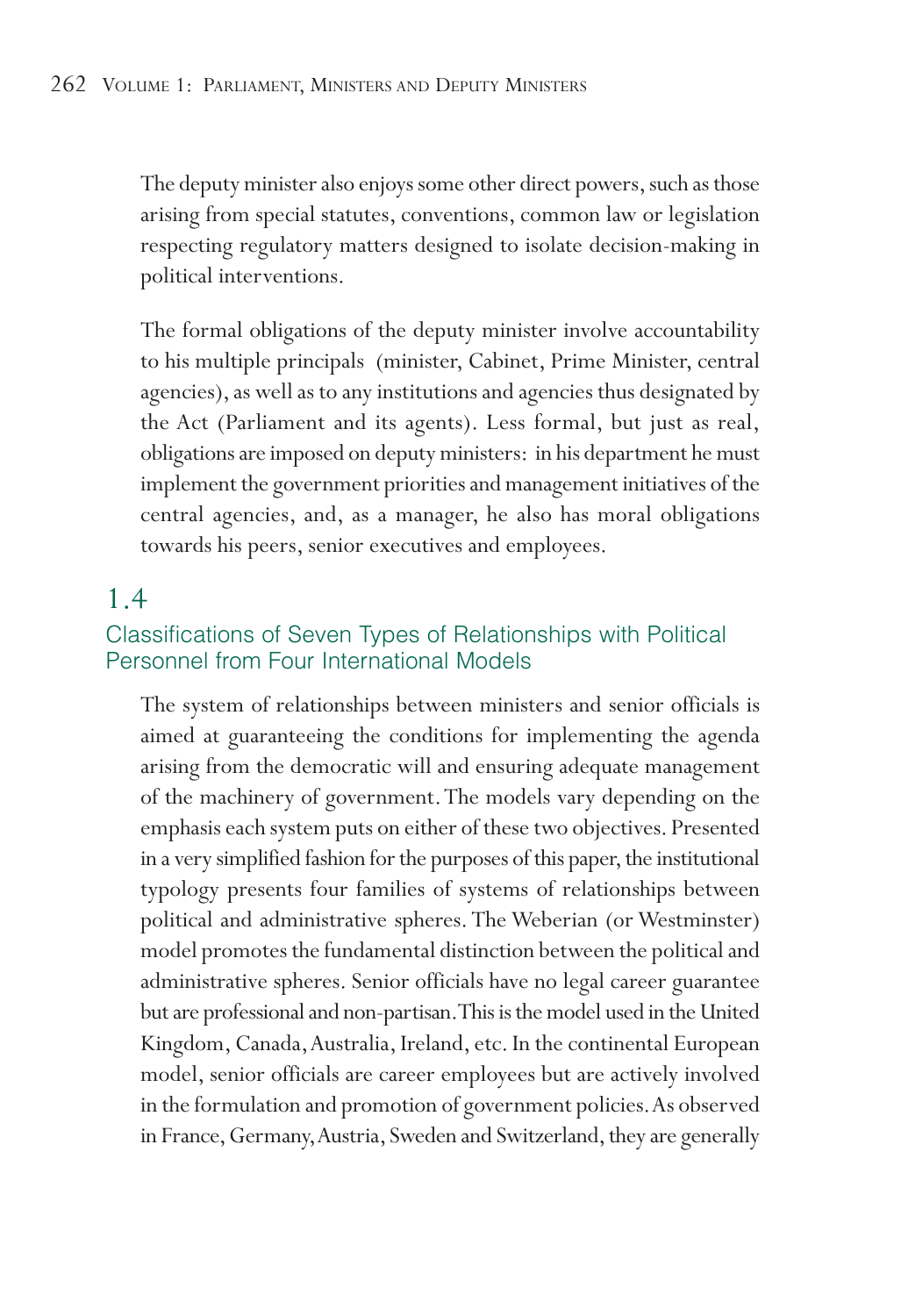The deputy minister also enjoys some other direct powers, such as those arising from special statutes, conventions, common law or legislation respecting regulatory matters designed to isolate decision-making in political interventions.

The formal obligations of the deputy minister involve accountability to his multiple principals (minister, Cabinet, Prime Minister, central agencies), as well as to any institutions and agencies thus designated by the Act (Parliament and its agents). Less formal, but just as real, obligations are imposed on deputy ministers: in his department he must implement the government priorities and management initiatives of the central agencies, and, as a manager, he also has moral obligations towards his peers, senior executives and employees.

## 1.4
## Classifications of Seven Types of Relationships with Political Personnel from Four International Models

The system of relationships between ministers and senior officials is aimed at guaranteeing the conditions for implementing the agenda arising from the democratic will and ensuring adequate management of the machinery of government. The models vary depending on the emphasis each system puts on either of these two objectives. Presented in a very simplified fashion for the purposes of this paper, the institutional typology presents four families of systems of relationships between political and administrative spheres. The Weberian (or Westminster) model promotes the fundamental distinction between the political and administrative spheres. Senior officials have no legal career guarantee but are professional and non-partisan. This is the model used in the United Kingdom, Canada, Australia, Ireland, etc. In the continental European model, senior officials are career employees but are actively involved in the formulation and promotion of government policies. As observed in France, Germany, Austria, Sweden and Switzerland, they are generally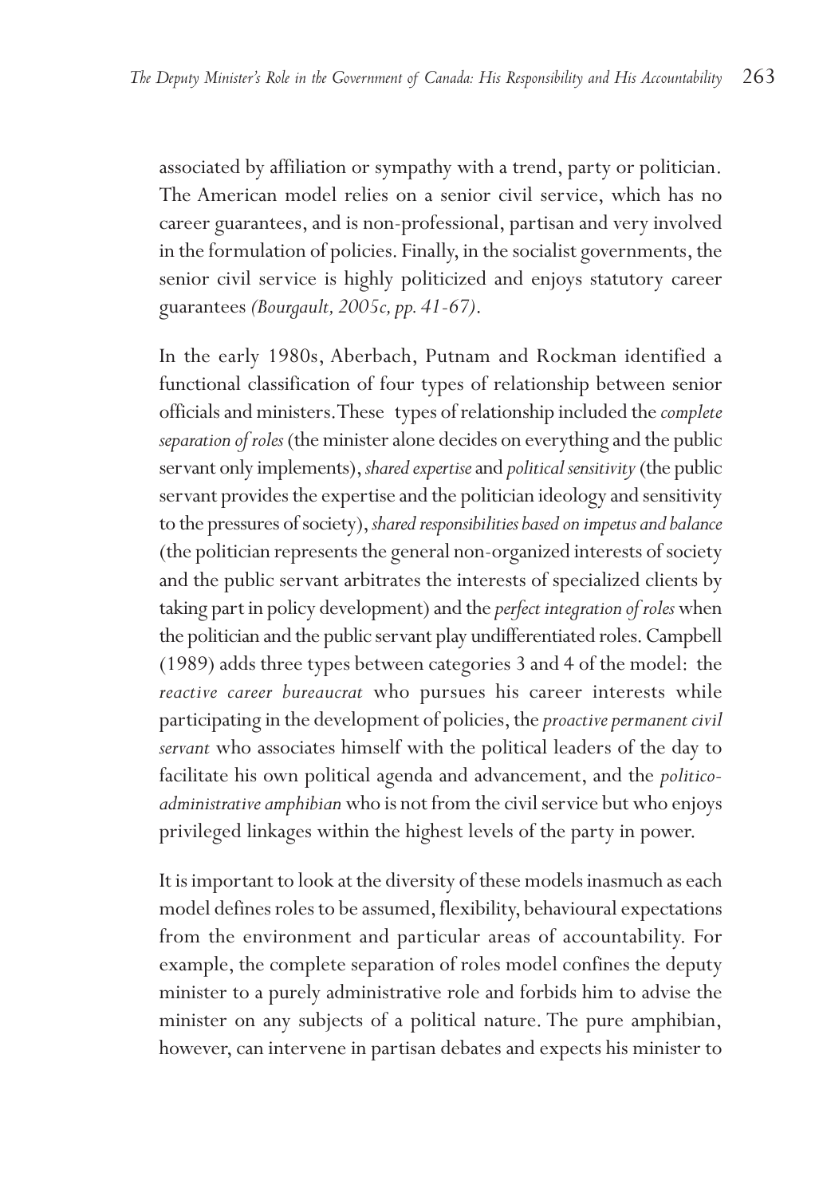associated by affiliation or sympathy with a trend, party or politician. The American model relies on a senior civil service, which has no career guarantees, and is non-professional, partisan and very involved in the formulation of policies. Finally, in the socialist governments, the senior civil service is highly politicized and enjoys statutory career guarantees *(Bourgault, 2005c, pp. 41-67)*.

In the early 1980s, Aberbach, Putnam and Rockman identified a functional classification of four types of relationship between senior officials and ministers. These types of relationship included the *complete separation of roles* (the minister alone decides on everything and the public servant only implements), *shared expertise* and *political sensitivity* (the public servant provides the expertise and the politician ideology and sensitivity to the pressures of society), *shared responsibilities based on impetus and balance* (the politician represents the general non-organized interests of society and the public servant arbitrates the interests of specialized clients by taking part in policy development) and the *perfect integration of roles* when the politician and the public servant play undifferentiated roles. Campbell (1989) adds three types between categories 3 and 4 of the model: the *reactive career bureaucrat* who pursues his career interests while participating in the development of policies, the *proactive permanent civil servant* who associates himself with the political leaders of the day to facilitate his own political agenda and advancement, and the *politico-administrative amphibian* who is not from the civil service but who enjoys privileged linkages within the highest levels of the party in power.

It is important to look at the diversity of these models inasmuch as each model defines roles to be assumed, flexibility, behavioural expectations from the environment and particular areas of accountability. For example, the complete separation of roles model confines the deputy minister to a purely administrative role and forbids him to advise the minister on any subjects of a political nature. The pure amphibian, however, can intervene in partisan debates and expects his minister to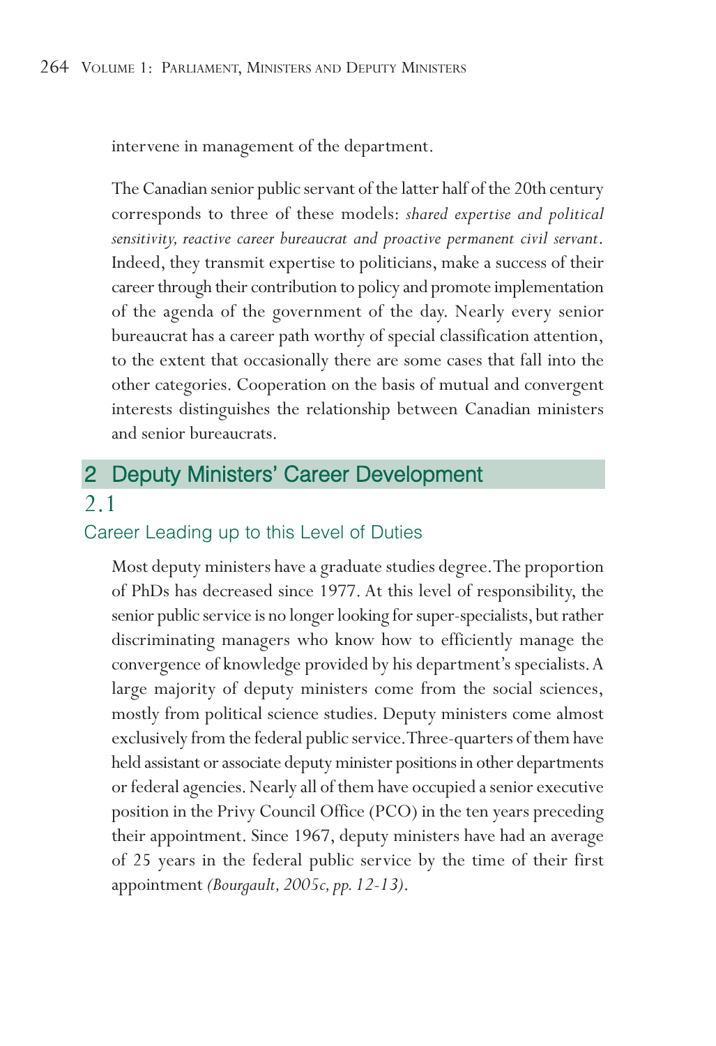intervene in management of the department.

The Canadian senior public servant of the latter half of the 20th century corresponds to three of these models: *shared expertise and political sensitivity, reactive career bureaucrat and proactive permanent civil servant*. Indeed, they transmit expertise to politicians, make a success of their career through their contribution to policy and promote implementation of the agenda of the government of the day. Nearly every senior bureaucrat has a career path worthy of special classification attention, to the extent that occasionally there are some cases that fall into the other categories. Cooperation on the basis of mutual and convergent interests distinguishes the relationship between Canadian ministers and senior bureaucrats.

## 2 Deputy Ministers' Career Development

### 2.1 Career Leading up to this Level of Duties

Most deputy ministers have a graduate studies degree. The proportion of PhDs has decreased since 1977. At this level of responsibility, the senior public service is no longer looking for super-specialists, but rather discriminating managers who know how to efficiently manage the convergence of knowledge provided by his department's specialists. A large majority of deputy ministers come from the social sciences, mostly from political science studies. Deputy ministers come almost exclusively from the federal public service. Three-quarters of them have held assistant or associate deputy minister positions in other departments or federal agencies. Nearly all of them have occupied a senior executive position in the Privy Council Office (PCO) in the ten years preceding their appointment. Since 1967, deputy ministers have had an average of 25 years in the federal public service by the time of their first appointment *(Bourgault, 2005c, pp. 12-13)*.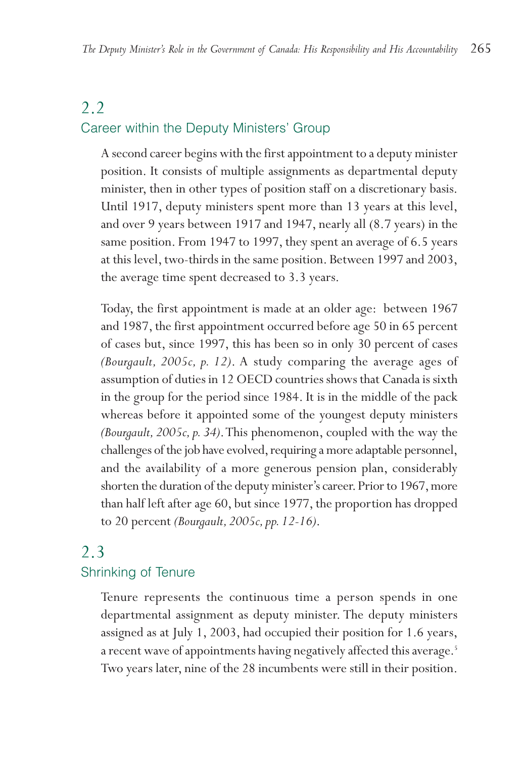## 2.2 Career within the Deputy Ministers' Group

A second career begins with the first appointment to a deputy minister position. It consists of multiple assignments as departmental deputy minister, then in other types of position staff on a discretionary basis. Until 1917, deputy ministers spent more than 13 years at this level, and over 9 years between 1917 and 1947, nearly all (8.7 years) in the same position. From 1947 to 1997, they spent an average of 6.5 years at this level, two-thirds in the same position. Between 1997 and 2003, the average time spent decreased to 3.3 years.

Today, the first appointment is made at an older age: between 1967 and 1987, the first appointment occurred before age 50 in 65 percent of cases but, since 1997, this has been so in only 30 percent of cases *(Bourgault, 2005c, p. 12)*. A study comparing the average ages of assumption of duties in 12 OECD countries shows that Canada is sixth in the group for the period since 1984. It is in the middle of the pack whereas before it appointed some of the youngest deputy ministers *(Bourgault, 2005c, p. 34)*. This phenomenon, coupled with the way the challenges of the job have evolved, requiring a more adaptable personnel, and the availability of a more generous pension plan, considerably shorten the duration of the deputy minister's career. Prior to 1967, more than half left after age 60, but since 1977, the proportion has dropped to 20 percent *(Bourgault, 2005c, pp. 12-16)*.

## 2.3 Shrinking of Tenure

Tenure represents the continuous time a person spends in one departmental assignment as deputy minister. The deputy ministers assigned as at July 1, 2003, had occupied their position for 1.6 years, a recent wave of appointments having negatively affected this average.[5] Two years later, nine of the 28 incumbents were still in their position.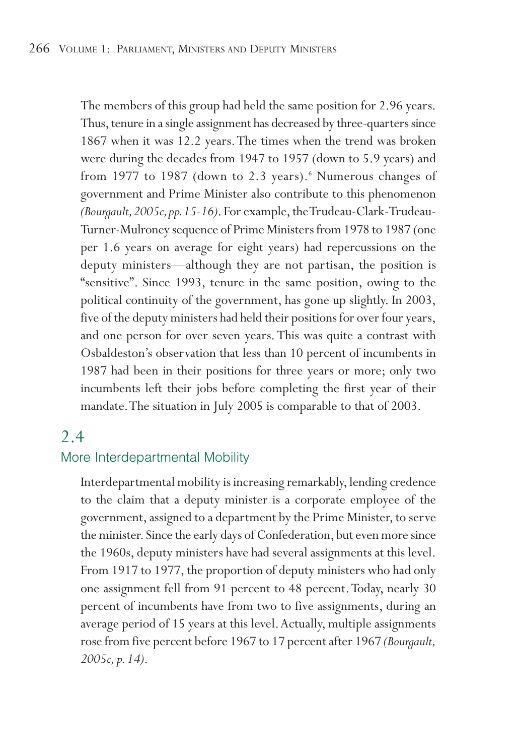The members of this group had held the same position for 2.96 years. Thus, tenure in a single assignment has decreased by three-quarters since 1867 when it was 12.2 years. The times when the trend was broken were during the decades from 1947 to 1957 (down to 5.9 years) and from 1977 to 1987 (down to 2.3 years).[6] Numerous changes of government and Prime Minister also contribute to this phenomenon *(Bourgault, 2005c, pp. 15-16)*. For example, the Trudeau-Clark-Trudeau-Turner-Mulroney sequence of Prime Ministers from 1978 to 1987 (one per 1.6 years on average for eight years) had repercussions on the deputy ministers—although they are not partisan, the position is "sensitive". Since 1993, tenure in the same position, owing to the political continuity of the government, has gone up slightly. In 2003, five of the deputy ministers had held their positions for over four years, and one person for over seven years. This was quite a contrast with Osbaldeston's observation that less than 10 percent of incumbents in 1987 had been in their positions for three years or more; only two incumbents left their jobs before completing the first year of their mandate. The situation in July 2005 is comparable to that of 2003.

## 2.4
### More Interdepartmental Mobility

Interdepartmental mobility is increasing remarkably, lending credence to the claim that a deputy minister is a corporate employee of the government, assigned to a department by the Prime Minister, to serve the minister. Since the early days of Confederation, but even more since the 1960s, deputy ministers have had several assignments at this level. From 1917 to 1977, the proportion of deputy ministers who had only one assignment fell from 91 percent to 48 percent. Today, nearly 30 percent of incumbents have from two to five assignments, during an average period of 15 years at this level. Actually, multiple assignments rose from five percent before 1967 to 17 percent after 1967 *(Bourgault, 2005c, p. 14)*.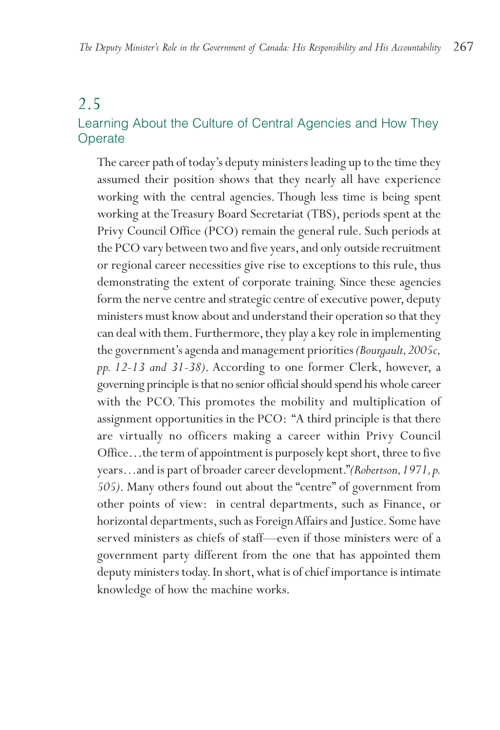## 2.5 Learning About the Culture of Central Agencies and How They Operate

The career path of today's deputy ministers leading up to the time they assumed their position shows that they nearly all have experience working with the central agencies. Though less time is being spent working at the Treasury Board Secretariat (TBS), periods spent at the Privy Council Office (PCO) remain the general rule. Such periods at the PCO vary between two and five years, and only outside recruitment or regional career necessities give rise to exceptions to this rule, thus demonstrating the extent of corporate training. Since these agencies form the nerve centre and strategic centre of executive power, deputy ministers must know about and understand their operation so that they can deal with them. Furthermore, they play a key role in implementing the government's agenda and management priorities *(Bourgault, 2005c, pp. 12-13 and 31-38)*. According to one former Clerk, however, a governing principle is that no senior official should spend his whole career with the PCO. This promotes the mobility and multiplication of assignment opportunities in the PCO: "A third principle is that there are virtually no officers making a career within Privy Council Office…the term of appointment is purposely kept short, three to five years…and is part of broader career development."*(Robertson, 1971, p. 505)*. Many others found out about the "centre" of government from other points of view: in central departments, such as Finance, or horizontal departments, such as Foreign Affairs and Justice. Some have served ministers as chiefs of staff—even if those ministers were of a government party different from the one that has appointed them deputy ministers today. In short, what is of chief importance is intimate knowledge of how the machine works.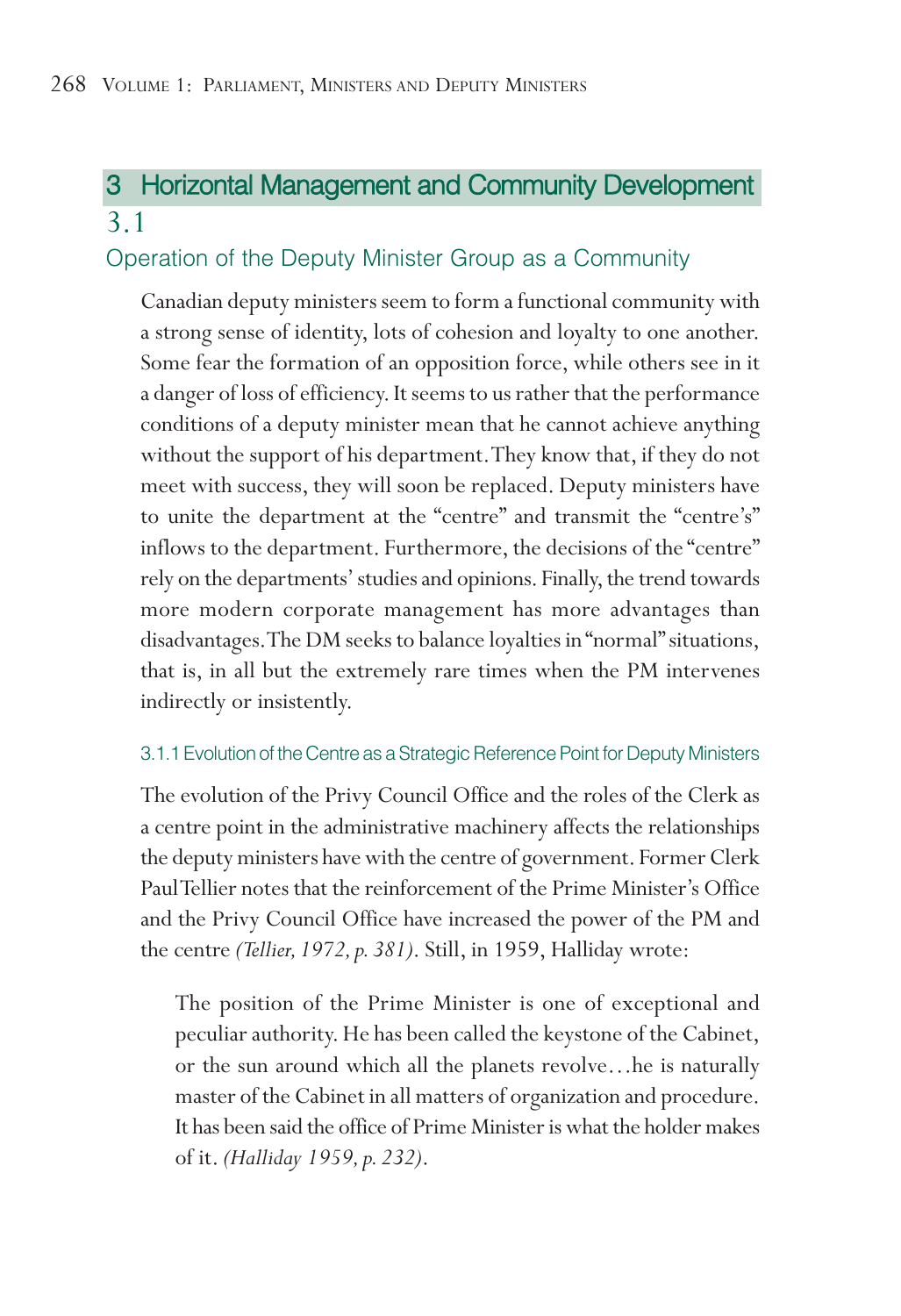## 3 Horizontal Management and Community Development

### 3.1 Operation of the Deputy Minister Group as a Community

Canadian deputy ministers seem to form a functional community with a strong sense of identity, lots of cohesion and loyalty to one another. Some fear the formation of an opposition force, while others see in it a danger of loss of efficiency. It seems to us rather that the performance conditions of a deputy minister mean that he cannot achieve anything without the support of his department. They know that, if they do not meet with success, they will soon be replaced. Deputy ministers have to unite the department at the "centre" and transmit the "centre's" inflows to the department. Furthermore, the decisions of the "centre" rely on the departments' studies and opinions. Finally, the trend towards more modern corporate management has more advantages than disadvantages. The DM seeks to balance loyalties in "normal" situations, that is, in all but the extremely rare times when the PM intervenes indirectly or insistently.

#### 3.1.1 Evolution of the Centre as a Strategic Reference Point for Deputy Ministers

The evolution of the Privy Council Office and the roles of the Clerk as a centre point in the administrative machinery affects the relationships the deputy ministers have with the centre of government. Former Clerk Paul Tellier notes that the reinforcement of the Prime Minister's Office and the Privy Council Office have increased the power of the PM and the centre *(Tellier, 1972, p. 381)*. Still, in 1959, Halliday wrote:

> The position of the Prime Minister is one of exceptional and peculiar authority. He has been called the keystone of the Cabinet, or the sun around which all the planets revolve…he is naturally master of the Cabinet in all matters of organization and procedure. It has been said the office of Prime Minister is what the holder makes of it. *(Halliday 1959, p. 232)*.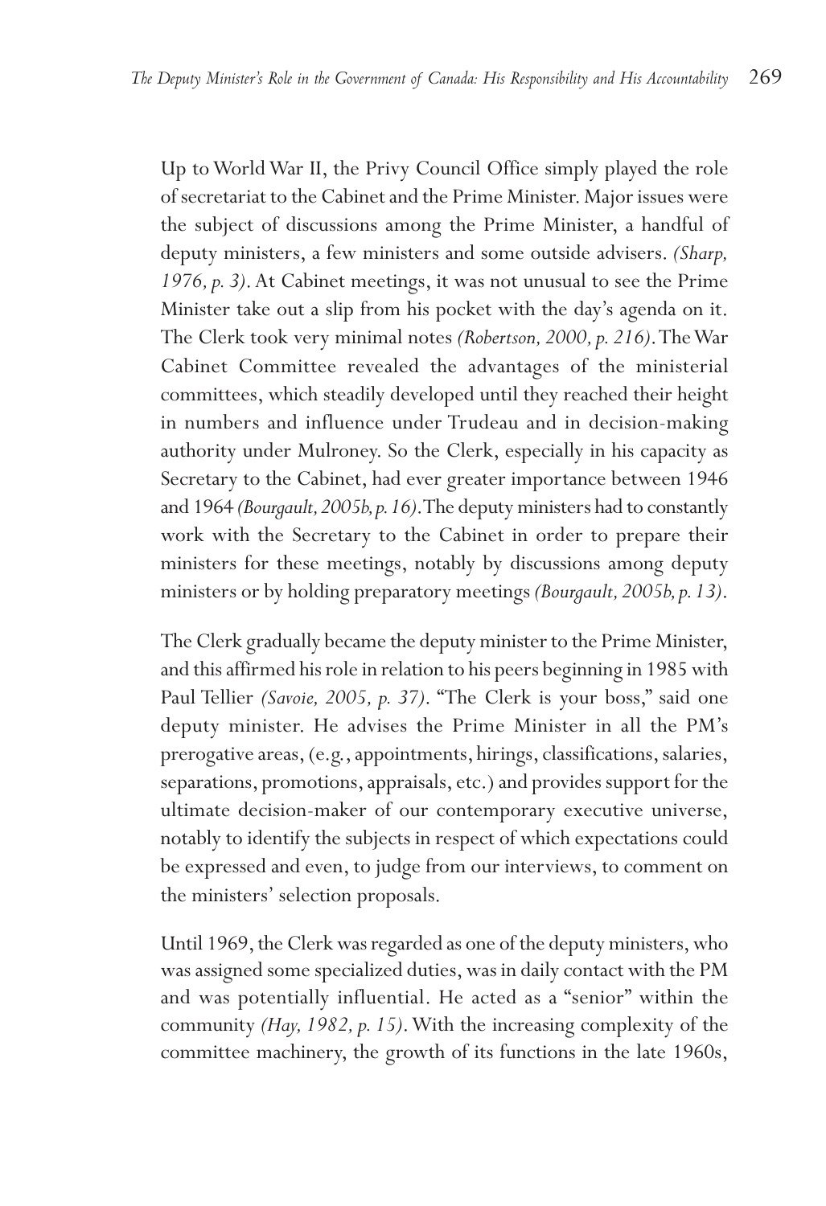Up to World War II, the Privy Council Office simply played the role of secretariat to the Cabinet and the Prime Minister. Major issues were the subject of discussions among the Prime Minister, a handful of deputy ministers, a few ministers and some outside advisers. *(Sharp, 1976, p. 3)*. At Cabinet meetings, it was not unusual to see the Prime Minister take out a slip from his pocket with the day's agenda on it. The Clerk took very minimal notes *(Robertson, 2000, p. 216)*. The War Cabinet Committee revealed the advantages of the ministerial committees, which steadily developed until they reached their height in numbers and influence under Trudeau and in decision-making authority under Mulroney. So the Clerk, especially in his capacity as Secretary to the Cabinet, had ever greater importance between 1946 and 1964 *(Bourgault, 2005b, p. 16)*. The deputy ministers had to constantly work with the Secretary to the Cabinet in order to prepare their ministers for these meetings, notably by discussions among deputy ministers or by holding preparatory meetings *(Bourgault, 2005b, p. 13)*.

The Clerk gradually became the deputy minister to the Prime Minister, and this affirmed his role in relation to his peers beginning in 1985 with Paul Tellier *(Savoie, 2005, p. 37)*. "The Clerk is your boss," said one deputy minister. He advises the Prime Minister in all the PM's prerogative areas, (e.g., appointments, hirings, classifications, salaries, separations, promotions, appraisals, etc.) and provides support for the ultimate decision-maker of our contemporary executive universe, notably to identify the subjects in respect of which expectations could be expressed and even, to judge from our interviews, to comment on the ministers' selection proposals.

Until 1969, the Clerk was regarded as one of the deputy ministers, who was assigned some specialized duties, was in daily contact with the PM and was potentially influential. He acted as a "senior" within the community *(Hay, 1982, p. 15)*. With the increasing complexity of the committee machinery, the growth of its functions in the late 1960s,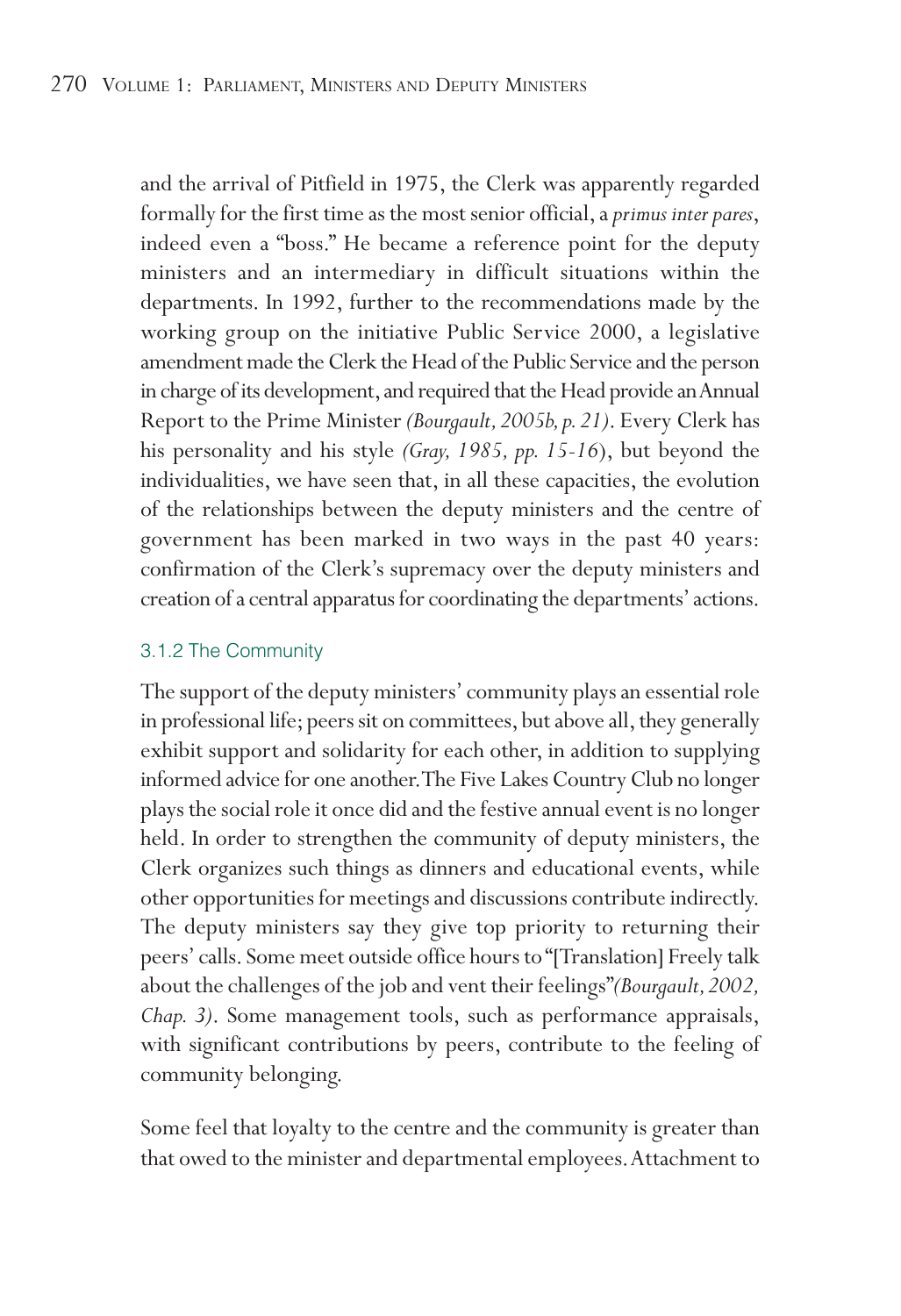and the arrival of Pitfield in 1975, the Clerk was apparently regarded formally for the first time as the most senior official, a *primus inter pares*, indeed even a "boss." He became a reference point for the deputy ministers and an intermediary in difficult situations within the departments. In 1992, further to the recommendations made by the working group on the initiative Public Service 2000, a legislative amendment made the Clerk the Head of the Public Service and the person in charge of its development, and required that the Head provide an Annual Report to the Prime Minister *(Bourgault, 2005b, p. 21)*. Every Clerk has his personality and his style *(Gray, 1985, pp. 15-16)*, but beyond the individualities, we have seen that, in all these capacities, the evolution of the relationships between the deputy ministers and the centre of government has been marked in two ways in the past 40 years: confirmation of the Clerk's supremacy over the deputy ministers and creation of a central apparatus for coordinating the departments' actions.

### 3.1.2 The Community

The support of the deputy ministers' community plays an essential role in professional life; peers sit on committees, but above all, they generally exhibit support and solidarity for each other, in addition to supplying informed advice for one another. The Five Lakes Country Club no longer plays the social role it once did and the festive annual event is no longer held. In order to strengthen the community of deputy ministers, the Clerk organizes such things as dinners and educational events, while other opportunities for meetings and discussions contribute indirectly. The deputy ministers say they give top priority to returning their peers' calls. Some meet outside office hours to "[Translation] Freely talk about the challenges of the job and vent their feelings"*(Bourgault, 2002, Chap. 3)*. Some management tools, such as performance appraisals, with significant contributions by peers, contribute to the feeling of community belonging.

Some feel that loyalty to the centre and the community is greater than that owed to the minister and departmental employees. Attachment to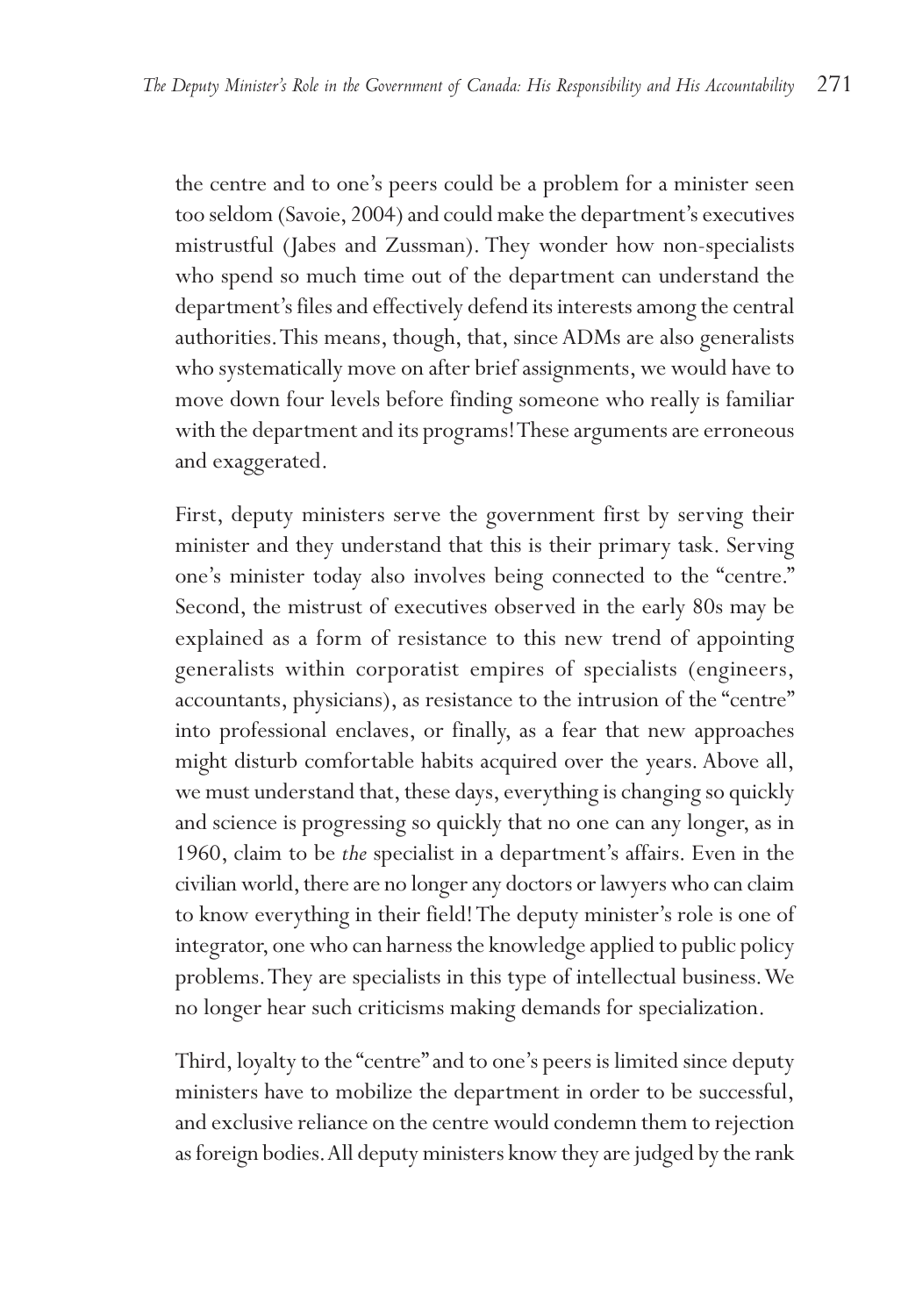the centre and to one's peers could be a problem for a minister seen too seldom (Savoie, 2004) and could make the department's executives mistrustful (Jabes and Zussman). They wonder how non-specialists who spend so much time out of the department can understand the department's files and effectively defend its interests among the central authorities. This means, though, that, since ADMs are also generalists who systematically move on after brief assignments, we would have to move down four levels before finding someone who really is familiar with the department and its programs! These arguments are erroneous and exaggerated.

First, deputy ministers serve the government first by serving their minister and they understand that this is their primary task. Serving one's minister today also involves being connected to the "centre." Second, the mistrust of executives observed in the early 80s may be explained as a form of resistance to this new trend of appointing generalists within corporatist empires of specialists (engineers, accountants, physicians), as resistance to the intrusion of the "centre" into professional enclaves, or finally, as a fear that new approaches might disturb comfortable habits acquired over the years. Above all, we must understand that, these days, everything is changing so quickly and science is progressing so quickly that no one can any longer, as in 1960, claim to be *the* specialist in a department's affairs. Even in the civilian world, there are no longer any doctors or lawyers who can claim to know everything in their field! The deputy minister's role is one of integrator, one who can harness the knowledge applied to public policy problems. They are specialists in this type of intellectual business. We no longer hear such criticisms making demands for specialization.

Third, loyalty to the "centre" and to one's peers is limited since deputy ministers have to mobilize the department in order to be successful, and exclusive reliance on the centre would condemn them to rejection as foreign bodies. All deputy ministers know they are judged by the rank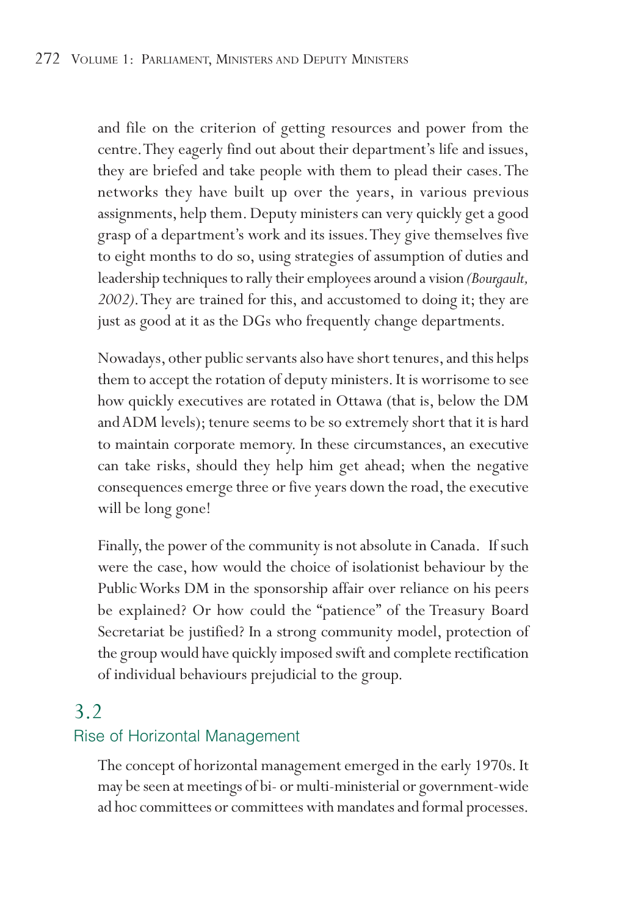and file on the criterion of getting resources and power from the centre. They eagerly find out about their department's life and issues, they are briefed and take people with them to plead their cases. The networks they have built up over the years, in various previous assignments, help them. Deputy ministers can very quickly get a good grasp of a department's work and its issues. They give themselves five to eight months to do so, using strategies of assumption of duties and leadership techniques to rally their employees around a vision *(Bourgault, 2002)*. They are trained for this, and accustomed to doing it; they are just as good at it as the DGs who frequently change departments.

Nowadays, other public servants also have short tenures, and this helps them to accept the rotation of deputy ministers. It is worrisome to see how quickly executives are rotated in Ottawa (that is, below the DM and ADM levels); tenure seems to be so extremely short that it is hard to maintain corporate memory. In these circumstances, an executive can take risks, should they help him get ahead; when the negative consequences emerge three or five years down the road, the executive will be long gone!

Finally, the power of the community is not absolute in Canada. If such were the case, how would the choice of isolationist behaviour by the Public Works DM in the sponsorship affair over reliance on his peers be explained? Or how could the "patience" of the Treasury Board Secretariat be justified? In a strong community model, protection of the group would have quickly imposed swift and complete rectification of individual behaviours prejudicial to the group.

## 3.2
### Rise of Horizontal Management

The concept of horizontal management emerged in the early 1970s. It may be seen at meetings of bi- or multi-ministerial or government-wide ad hoc committees or committees with mandates and formal processes.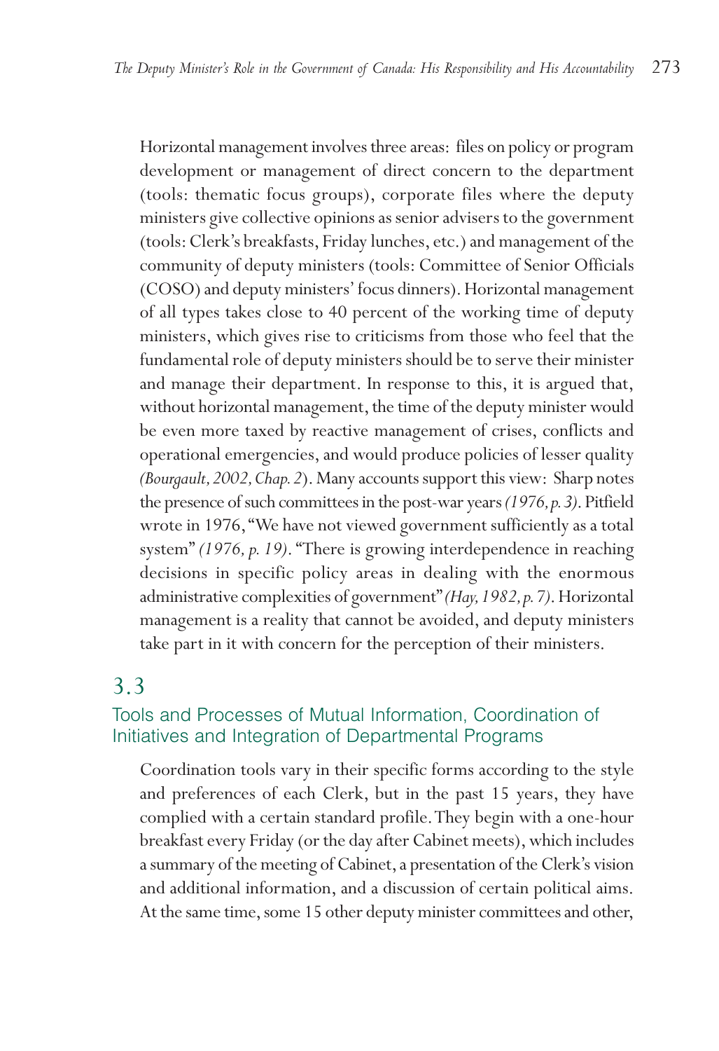Horizontal management involves three areas: files on policy or program development or management of direct concern to the department (tools: thematic focus groups), corporate files where the deputy ministers give collective opinions as senior advisers to the government (tools: Clerk's breakfasts, Friday lunches, etc.) and management of the community of deputy ministers (tools: Committee of Senior Officials (COSO) and deputy ministers' focus dinners). Horizontal management of all types takes close to 40 percent of the working time of deputy ministers, which gives rise to criticisms from those who feel that the fundamental role of deputy ministers should be to serve their minister and manage their department. In response to this, it is argued that, without horizontal management, the time of the deputy minister would be even more taxed by reactive management of crises, conflicts and operational emergencies, and would produce policies of lesser quality *(Bourgault, 2002, Chap. 2*). Many accounts support this view: Sharp notes the presence of such committees in the post-war years *(1976, p. 3)*. Pitfield wrote in 1976, "We have not viewed government sufficiently as a total system" *(1976, p. 19)*. "There is growing interdependence in reaching decisions in specific policy areas in dealing with the enormous administrative complexities of government" *(Hay, 1982, p. 7)*. Horizontal management is a reality that cannot be avoided, and deputy ministers take part in it with concern for the perception of their ministers.

## 3.3

### Tools and Processes of Mutual Information, Coordination of Initiatives and Integration of Departmental Programs

Coordination tools vary in their specific forms according to the style and preferences of each Clerk, but in the past 15 years, they have complied with a certain standard profile. They begin with a one-hour breakfast every Friday (or the day after Cabinet meets), which includes a summary of the meeting of Cabinet, a presentation of the Clerk's vision and additional information, and a discussion of certain political aims. At the same time, some 15 other deputy minister committees and other,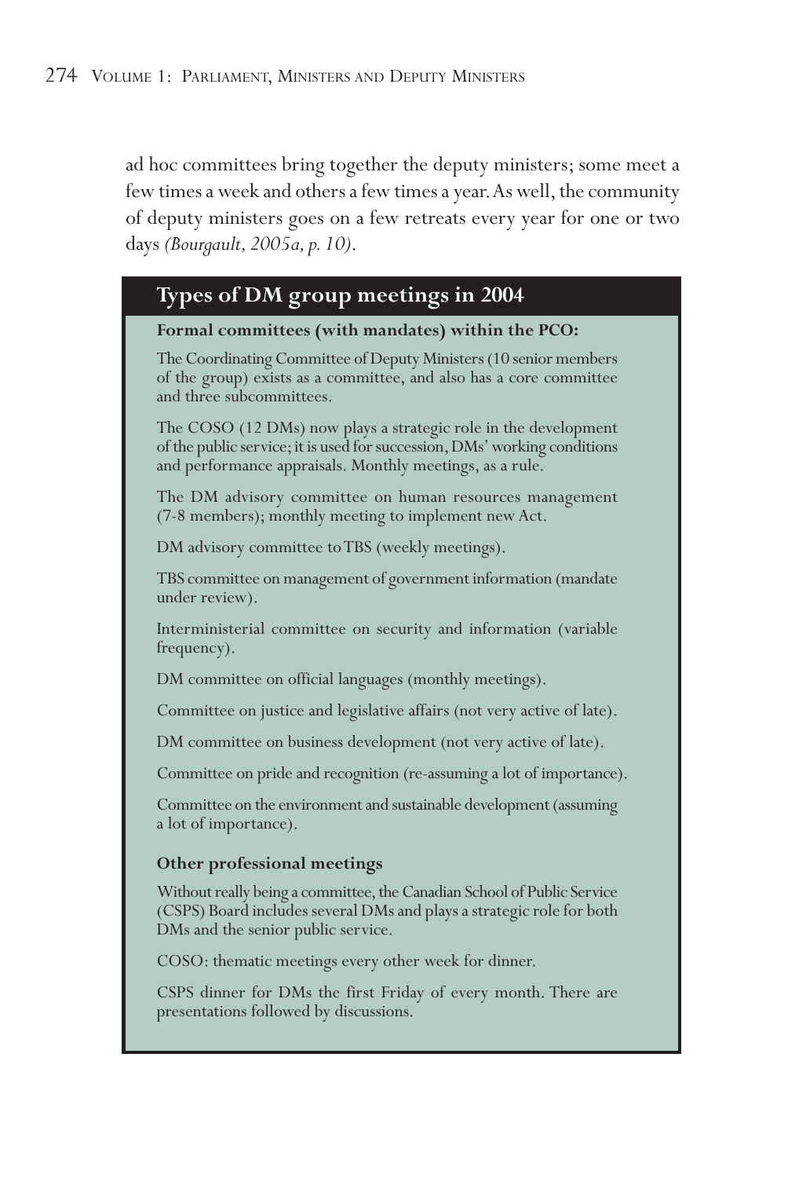ad hoc committees bring together the deputy ministers; some meet a few times a week and others a few times a year. As well, the community of deputy ministers goes on a few retreats every year for one or two days *(Bourgault, 2005a, p. 10)*.

## Types of DM group meetings in 2004

**Formal committees (with mandates) within the PCO:**

The Coordinating Committee of Deputy Ministers (10 senior members of the group) exists as a committee, and also has a core committee and three subcommittees.

The COSO (12 DMs) now plays a strategic role in the development of the public service; it is used for succession, DMs' working conditions and performance appraisals. Monthly meetings, as a rule.

The DM advisory committee on human resources management (7-8 members); monthly meeting to implement new Act.

DM advisory committee to TBS (weekly meetings).

TBS committee on management of government information (mandate under review).

Interministerial committee on security and information (variable frequency).

DM committee on official languages (monthly meetings).

Committee on justice and legislative affairs (not very active of late).

DM committee on business development (not very active of late).

Committee on pride and recognition (re-assuming a lot of importance).

Committee on the environment and sustainable development (assuming a lot of importance).

**Other professional meetings**

Without really being a committee, the Canadian School of Public Service (CSPS) Board includes several DMs and plays a strategic role for both DMs and the senior public service.

COSO: thematic meetings every other week for dinner.

CSPS dinner for DMs the first Friday of every month. There are presentations followed by discussions.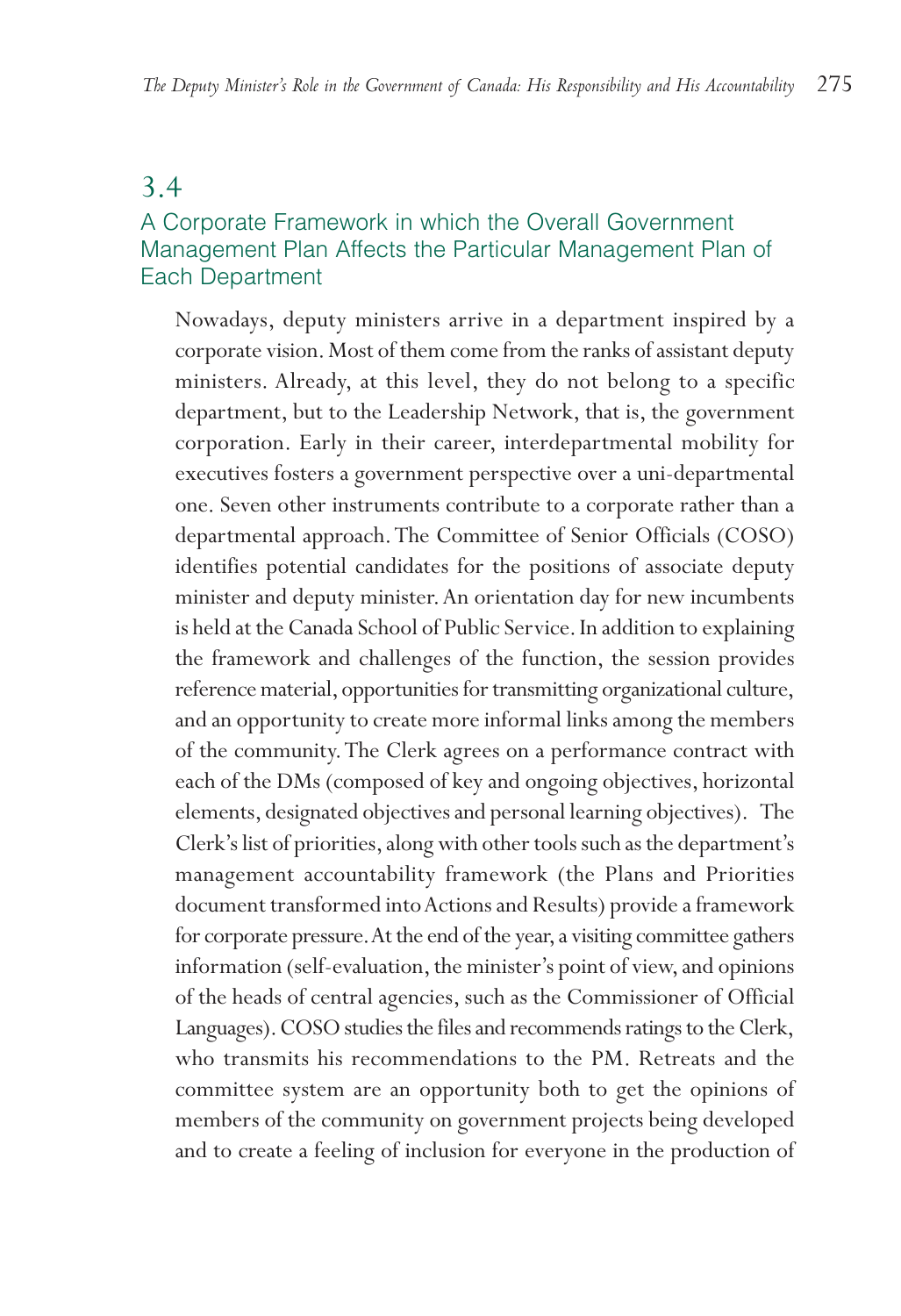## 3.4

### A Corporate Framework in which the Overall Government Management Plan Affects the Particular Management Plan of Each Department

Nowadays, deputy ministers arrive in a department inspired by a corporate vision. Most of them come from the ranks of assistant deputy ministers. Already, at this level, they do not belong to a specific department, but to the Leadership Network, that is, the government corporation. Early in their career, interdepartmental mobility for executives fosters a government perspective over a uni-departmental one. Seven other instruments contribute to a corporate rather than a departmental approach. The Committee of Senior Officials (COSO) identifies potential candidates for the positions of associate deputy minister and deputy minister. An orientation day for new incumbents is held at the Canada School of Public Service. In addition to explaining the framework and challenges of the function, the session provides reference material, opportunities for transmitting organizational culture, and an opportunity to create more informal links among the members of the community. The Clerk agrees on a performance contract with each of the DMs (composed of key and ongoing objectives, horizontal elements, designated objectives and personal learning objectives). The Clerk's list of priorities, along with other tools such as the department's management accountability framework (the Plans and Priorities document transformed into Actions and Results) provide a framework for corporate pressure. At the end of the year, a visiting committee gathers information (self-evaluation, the minister's point of view, and opinions of the heads of central agencies, such as the Commissioner of Official Languages). COSO studies the files and recommends ratings to the Clerk, who transmits his recommendations to the PM. Retreats and the committee system are an opportunity both to get the opinions of members of the community on government projects being developed and to create a feeling of inclusion for everyone in the production of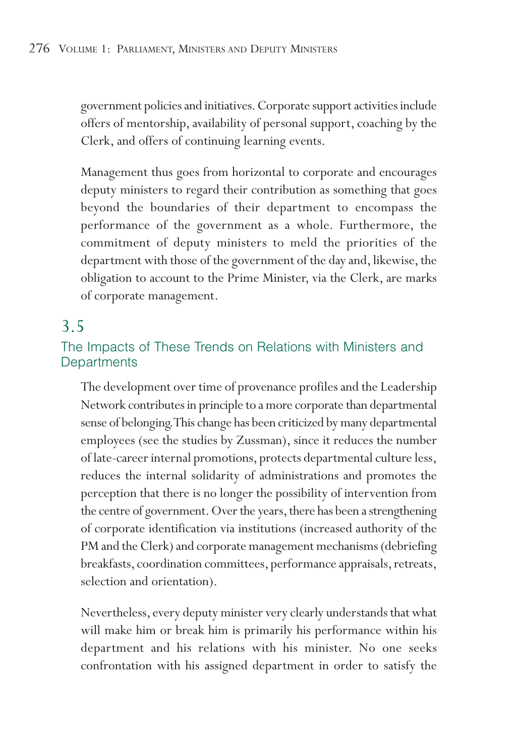government policies and initiatives. Corporate support activities include offers of mentorship, availability of personal support, coaching by the Clerk, and offers of continuing learning events.

Management thus goes from horizontal to corporate and encourages deputy ministers to regard their contribution as something that goes beyond the boundaries of their department to encompass the performance of the government as a whole. Furthermore, the commitment of deputy ministers to meld the priorities of the department with those of the government of the day and, likewise, the obligation to account to the Prime Minister, via the Clerk, are marks of corporate management.

## 3.5
### The Impacts of These Trends on Relations with Ministers and Departments

The development over time of provenance profiles and the Leadership Network contributes in principle to a more corporate than departmental sense of belonging. This change has been criticized by many departmental employees (see the studies by Zussman), since it reduces the number of late-career internal promotions, protects departmental culture less, reduces the internal solidarity of administrations and promotes the perception that there is no longer the possibility of intervention from the centre of government. Over the years, there has been a strengthening of corporate identification via institutions (increased authority of the PM and the Clerk) and corporate management mechanisms (debriefing breakfasts, coordination committees, performance appraisals, retreats, selection and orientation).

Nevertheless, every deputy minister very clearly understands that what will make him or break him is primarily his performance within his department and his relations with his minister. No one seeks confrontation with his assigned department in order to satisfy the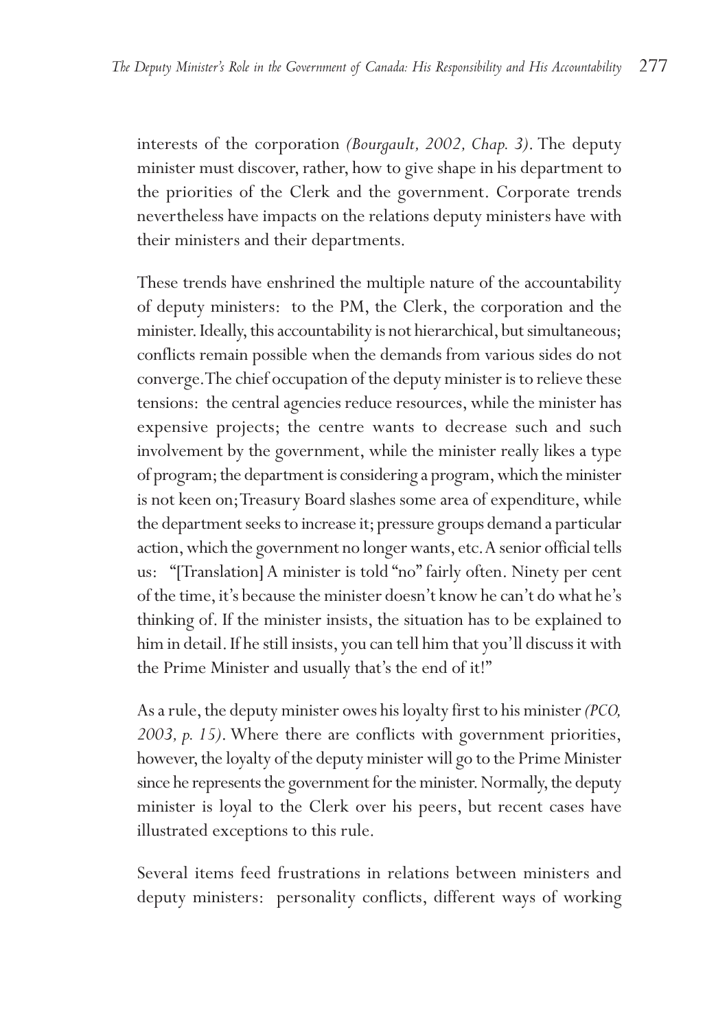interests of the corporation *(Bourgault, 2002, Chap. 3)*. The deputy minister must discover, rather, how to give shape in his department to the priorities of the Clerk and the government. Corporate trends nevertheless have impacts on the relations deputy ministers have with their ministers and their departments.

These trends have enshrined the multiple nature of the accountability of deputy ministers: to the PM, the Clerk, the corporation and the minister. Ideally, this accountability is not hierarchical, but simultaneous; conflicts remain possible when the demands from various sides do not converge. The chief occupation of the deputy minister is to relieve these tensions: the central agencies reduce resources, while the minister has expensive projects; the centre wants to decrease such and such involvement by the government, while the minister really likes a type of program; the department is considering a program, which the minister is not keen on; Treasury Board slashes some area of expenditure, while the department seeks to increase it; pressure groups demand a particular action, which the government no longer wants, etc. A senior official tells us: "[Translation] A minister is told "no" fairly often. Ninety per cent of the time, it's because the minister doesn't know he can't do what he's thinking of. If the minister insists, the situation has to be explained to him in detail. If he still insists, you can tell him that you'll discuss it with the Prime Minister and usually that's the end of it!"

As a rule, the deputy minister owes his loyalty first to his minister *(PCO, 2003, p. 15)*. Where there are conflicts with government priorities, however, the loyalty of the deputy minister will go to the Prime Minister since he represents the government for the minister. Normally, the deputy minister is loyal to the Clerk over his peers, but recent cases have illustrated exceptions to this rule.

Several items feed frustrations in relations between ministers and deputy ministers: personality conflicts, different ways of working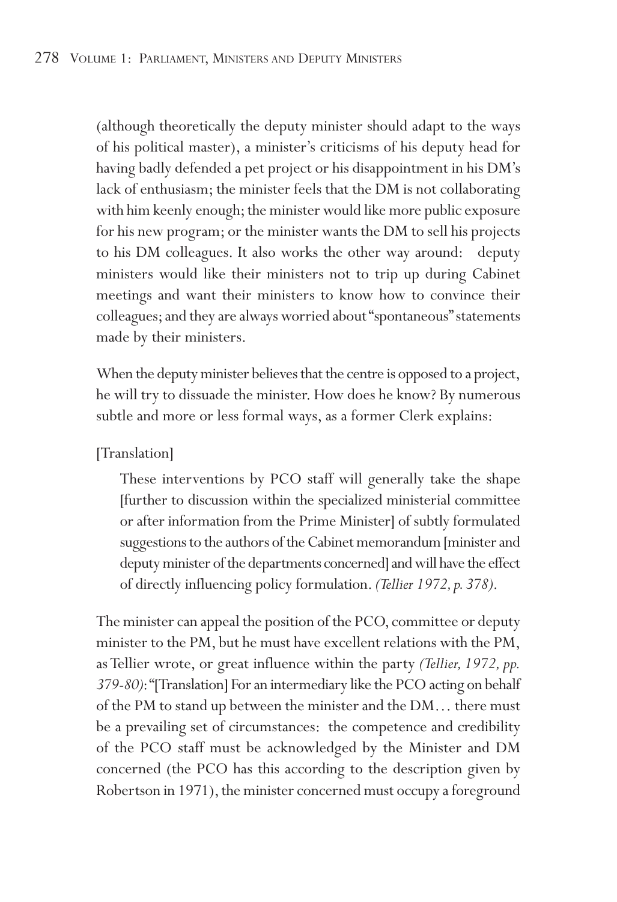(although theoretically the deputy minister should adapt to the ways of his political master), a minister's criticisms of his deputy head for having badly defended a pet project or his disappointment in his DM's lack of enthusiasm; the minister feels that the DM is not collaborating with him keenly enough; the minister would like more public exposure for his new program; or the minister wants the DM to sell his projects to his DM colleagues. It also works the other way around: deputy ministers would like their ministers not to trip up during Cabinet meetings and want their ministers to know how to convince their colleagues; and they are always worried about "spontaneous" statements made by their ministers.

When the deputy minister believes that the centre is opposed to a project, he will try to dissuade the minister. How does he know? By numerous subtle and more or less formal ways, as a former Clerk explains:

[Translation]

> These interventions by PCO staff will generally take the shape [further to discussion within the specialized ministerial committee or after information from the Prime Minister] of subtly formulated suggestions to the authors of the Cabinet memorandum [minister and deputy minister of the departments concerned] and will have the effect of directly influencing policy formulation. *(Tellier 1972, p. 378).*

The minister can appeal the position of the PCO, committee or deputy minister to the PM, but he must have excellent relations with the PM, as Tellier wrote, or great influence within the party *(Tellier, 1972, pp. 379-80)*: "[Translation] For an intermediary like the PCO acting on behalf of the PM to stand up between the minister and the DM… there must be a prevailing set of circumstances: the competence and credibility of the PCO staff must be acknowledged by the Minister and DM concerned (the PCO has this according to the description given by Robertson in 1971), the minister concerned must occupy a foreground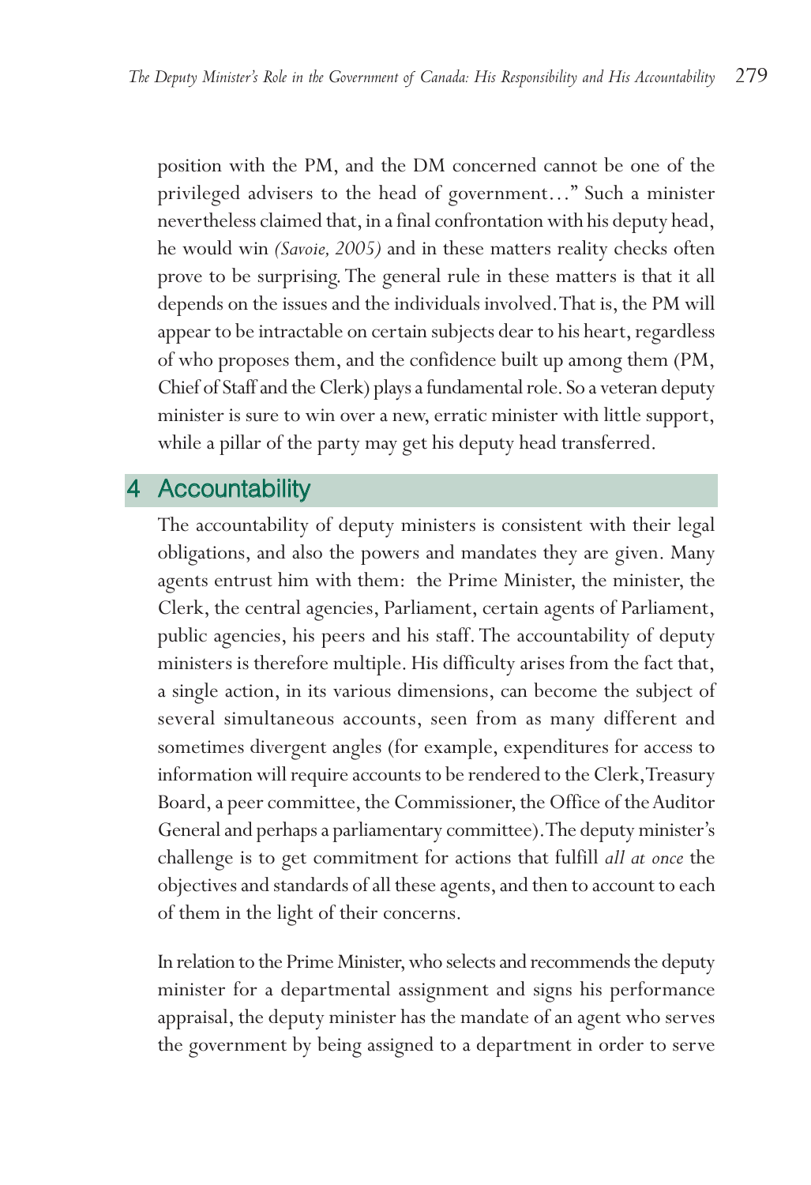position with the PM, and the DM concerned cannot be one of the privileged advisers to the head of government…" Such a minister nevertheless claimed that, in a final confrontation with his deputy head, he would win *(Savoie, 2005)* and in these matters reality checks often prove to be surprising. The general rule in these matters is that it all depends on the issues and the individuals involved. That is, the PM will appear to be intractable on certain subjects dear to his heart, regardless of who proposes them, and the confidence built up among them (PM, Chief of Staff and the Clerk) plays a fundamental role. So a veteran deputy minister is sure to win over a new, erratic minister with little support, while a pillar of the party may get his deputy head transferred.

## 4 Accountability

The accountability of deputy ministers is consistent with their legal obligations, and also the powers and mandates they are given. Many agents entrust him with them: the Prime Minister, the minister, the Clerk, the central agencies, Parliament, certain agents of Parliament, public agencies, his peers and his staff. The accountability of deputy ministers is therefore multiple. His difficulty arises from the fact that, a single action, in its various dimensions, can become the subject of several simultaneous accounts, seen from as many different and sometimes divergent angles (for example, expenditures for access to information will require accounts to be rendered to the Clerk, Treasury Board, a peer committee, the Commissioner, the Office of the Auditor General and perhaps a parliamentary committee). The deputy minister's challenge is to get commitment for actions that fulfill *all at once* the objectives and standards of all these agents, and then to account to each of them in the light of their concerns.

In relation to the Prime Minister, who selects and recommends the deputy minister for a departmental assignment and signs his performance appraisal, the deputy minister has the mandate of an agent who serves the government by being assigned to a department in order to serve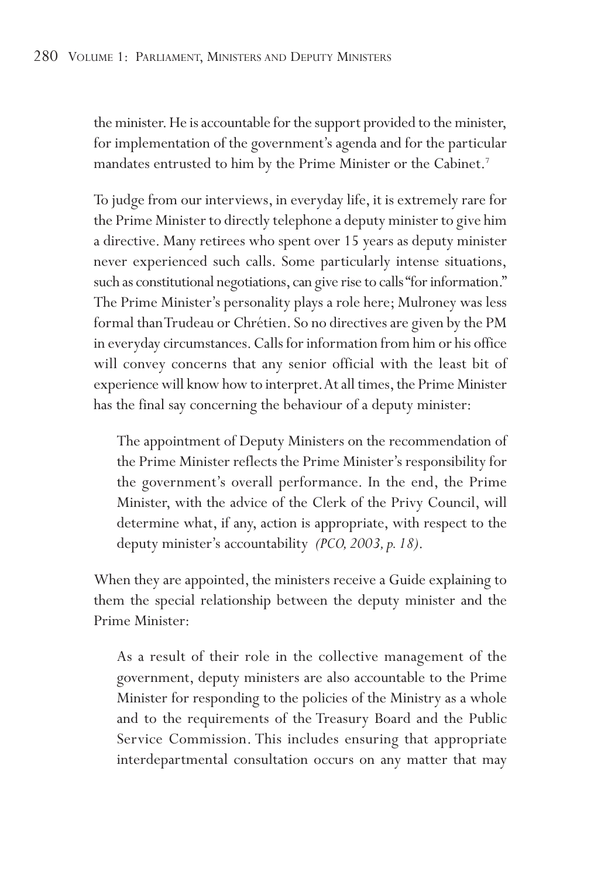the minister. He is accountable for the support provided to the minister, for implementation of the government's agenda and for the particular mandates entrusted to him by the Prime Minister or the Cabinet.[7]

To judge from our interviews, in everyday life, it is extremely rare for the Prime Minister to directly telephone a deputy minister to give him a directive. Many retirees who spent over 15 years as deputy minister never experienced such calls. Some particularly intense situations, such as constitutional negotiations, can give rise to calls "for information." The Prime Minister's personality plays a role here; Mulroney was less formal than Trudeau or Chrétien. So no directives are given by the PM in everyday circumstances. Calls for information from him or his office will convey concerns that any senior official with the least bit of experience will know how to interpret. At all times, the Prime Minister has the final say concerning the behaviour of a deputy minister:

> The appointment of Deputy Ministers on the recommendation of the Prime Minister reflects the Prime Minister's responsibility for the government's overall performance. In the end, the Prime Minister, with the advice of the Clerk of the Privy Council, will determine what, if any, action is appropriate, with respect to the deputy minister's accountability *(PCO, 2003, p. 18)*.

When they are appointed, the ministers receive a Guide explaining to them the special relationship between the deputy minister and the Prime Minister:

> As a result of their role in the collective management of the government, deputy ministers are also accountable to the Prime Minister for responding to the policies of the Ministry as a whole and to the requirements of the Treasury Board and the Public Service Commission. This includes ensuring that appropriate interdepartmental consultation occurs on any matter that may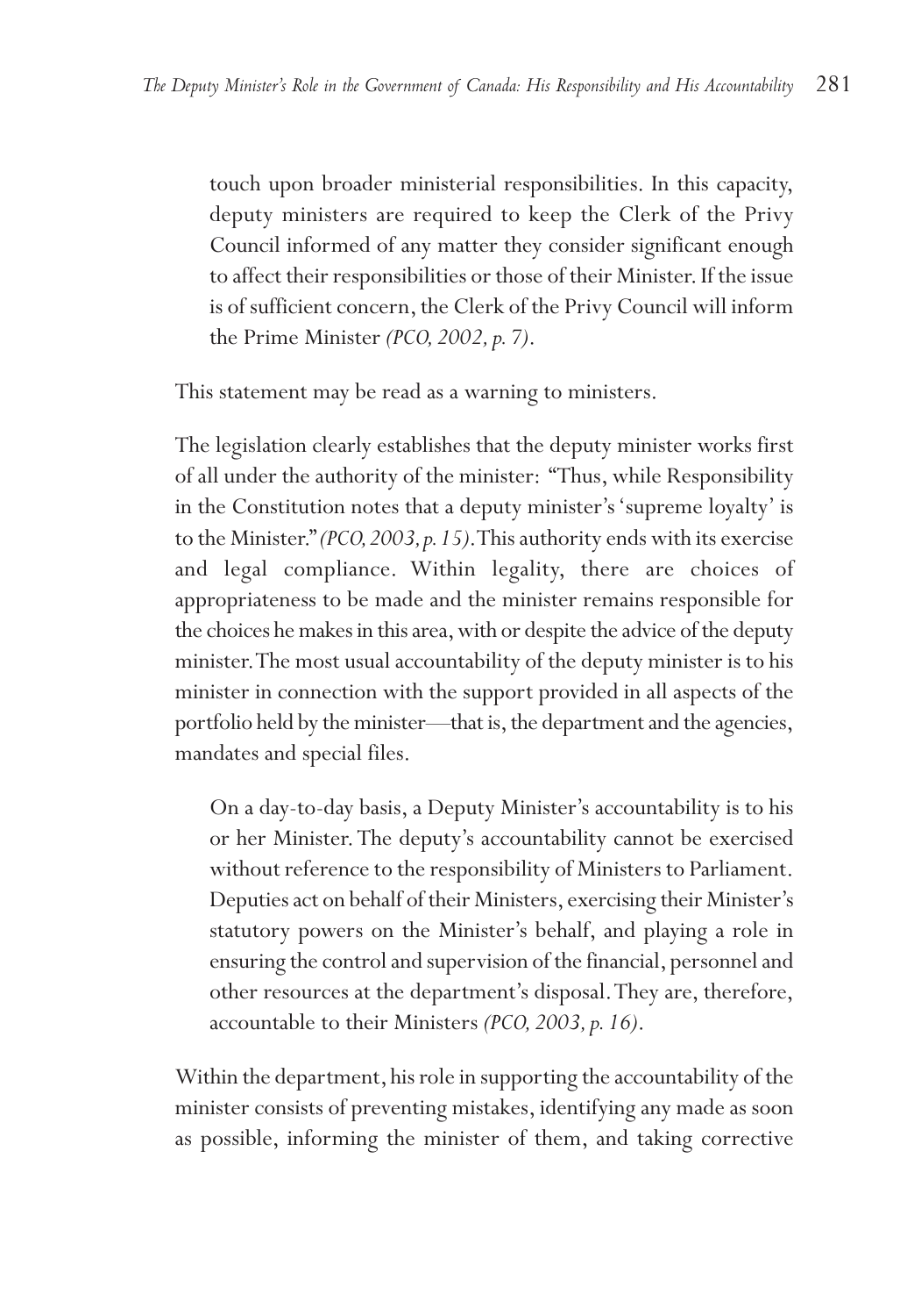> touch upon broader ministerial responsibilities. In this capacity, deputy ministers are required to keep the Clerk of the Privy Council informed of any matter they consider significant enough to affect their responsibilities or those of their Minister. If the issue is of sufficient concern, the Clerk of the Privy Council will inform the Prime Minister *(PCO, 2002, p. 7)*.

This statement may be read as a warning to ministers.

The legislation clearly establishes that the deputy minister works first of all under the authority of the minister: "Thus, while Responsibility in the Constitution notes that a deputy minister's 'supreme loyalty' is to the Minister." *(PCO, 2003, p. 15)*. This authority ends with its exercise and legal compliance. Within legality, there are choices of appropriateness to be made and the minister remains responsible for the choices he makes in this area, with or despite the advice of the deputy minister. The most usual accountability of the deputy minister is to his minister in connection with the support provided in all aspects of the portfolio held by the minister—that is, the department and the agencies, mandates and special files.

> On a day-to-day basis, a Deputy Minister's accountability is to his or her Minister. The deputy's accountability cannot be exercised without reference to the responsibility of Ministers to Parliament. Deputies act on behalf of their Ministers, exercising their Minister's statutory powers on the Minister's behalf, and playing a role in ensuring the control and supervision of the financial, personnel and other resources at the department's disposal. They are, therefore, accountable to their Ministers *(PCO, 2003, p. 16)*.

Within the department, his role in supporting the accountability of the minister consists of preventing mistakes, identifying any made as soon as possible, informing the minister of them, and taking corrective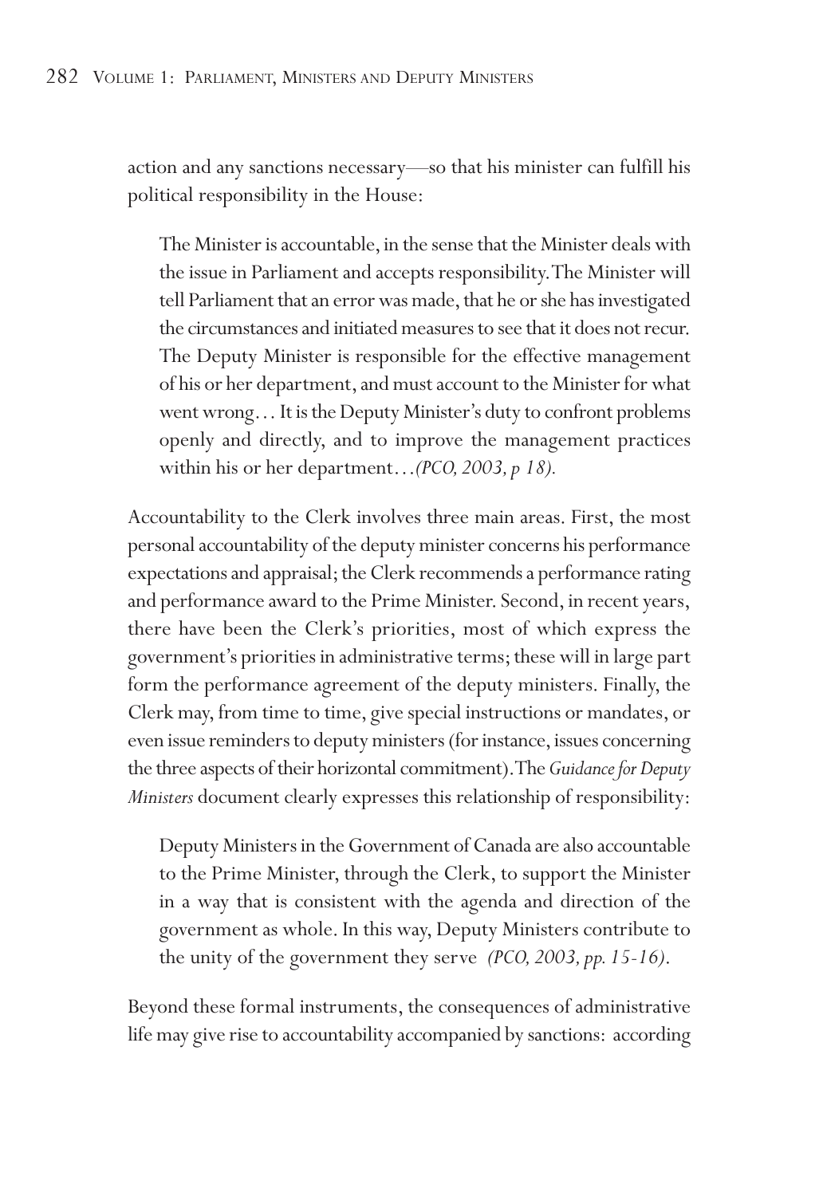action and any sanctions necessary—so that his minister can fulfill his political responsibility in the House:

> The Minister is accountable, in the sense that the Minister deals with the issue in Parliament and accepts responsibility. The Minister will tell Parliament that an error was made, that he or she has investigated the circumstances and initiated measures to see that it does not recur. The Deputy Minister is responsible for the effective management of his or her department, and must account to the Minister for what went wrong… It is the Deputy Minister's duty to confront problems openly and directly, and to improve the management practices within his or her department…*(PCO, 2003, p 18).*

Accountability to the Clerk involves three main areas. First, the most personal accountability of the deputy minister concerns his performance expectations and appraisal; the Clerk recommends a performance rating and performance award to the Prime Minister. Second, in recent years, there have been the Clerk's priorities, most of which express the government's priorities in administrative terms; these will in large part form the performance agreement of the deputy ministers. Finally, the Clerk may, from time to time, give special instructions or mandates, or even issue reminders to deputy ministers (for instance, issues concerning the three aspects of their horizontal commitment). The *Guidance for Deputy Ministers* document clearly expresses this relationship of responsibility:

> Deputy Ministers in the Government of Canada are also accountable to the Prime Minister, through the Clerk, to support the Minister in a way that is consistent with the agenda and direction of the government as whole. In this way, Deputy Ministers contribute to the unity of the government they serve *(PCO, 2003, pp. 15-16)*.

Beyond these formal instruments, the consequences of administrative life may give rise to accountability accompanied by sanctions: according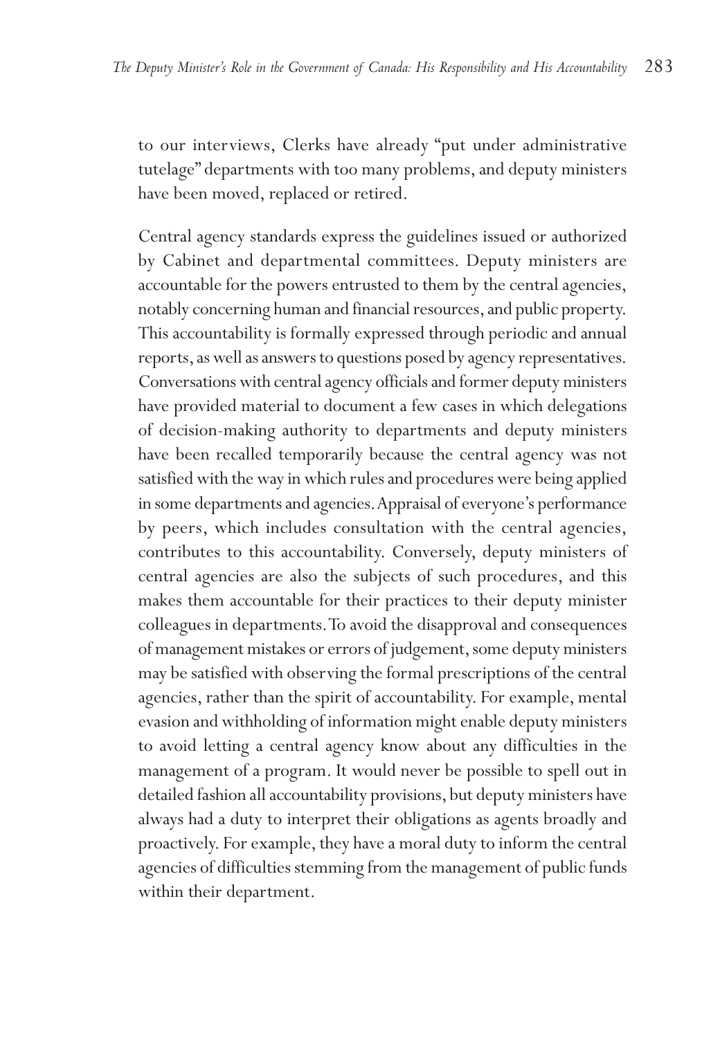to our interviews, Clerks have already "put under administrative tutelage" departments with too many problems, and deputy ministers have been moved, replaced or retired.

Central agency standards express the guidelines issued or authorized by Cabinet and departmental committees. Deputy ministers are accountable for the powers entrusted to them by the central agencies, notably concerning human and financial resources, and public property. This accountability is formally expressed through periodic and annual reports, as well as answers to questions posed by agency representatives. Conversations with central agency officials and former deputy ministers have provided material to document a few cases in which delegations of decision-making authority to departments and deputy ministers have been recalled temporarily because the central agency was not satisfied with the way in which rules and procedures were being applied in some departments and agencies. Appraisal of everyone's performance by peers, which includes consultation with the central agencies, contributes to this accountability. Conversely, deputy ministers of central agencies are also the subjects of such procedures, and this makes them accountable for their practices to their deputy minister colleagues in departments. To avoid the disapproval and consequences of management mistakes or errors of judgement, some deputy ministers may be satisfied with observing the formal prescriptions of the central agencies, rather than the spirit of accountability. For example, mental evasion and withholding of information might enable deputy ministers to avoid letting a central agency know about any difficulties in the management of a program. It would never be possible to spell out in detailed fashion all accountability provisions, but deputy ministers have always had a duty to interpret their obligations as agents broadly and proactively. For example, they have a moral duty to inform the central agencies of difficulties stemming from the management of public funds within their department.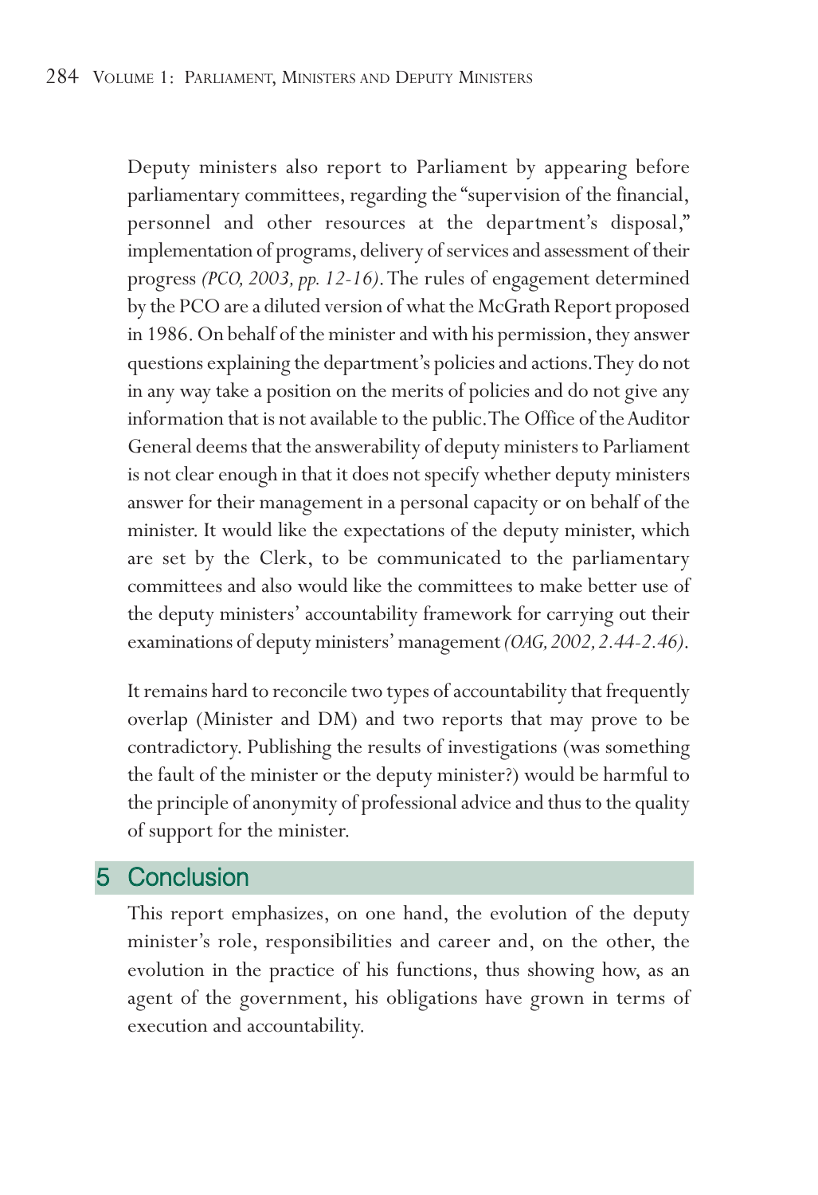Deputy ministers also report to Parliament by appearing before parliamentary committees, regarding the "supervision of the financial, personnel and other resources at the department's disposal," implementation of programs, delivery of services and assessment of their progress *(PCO, 2003, pp. 12-16)*. The rules of engagement determined by the PCO are a diluted version of what the McGrath Report proposed in 1986. On behalf of the minister and with his permission, they answer questions explaining the department's policies and actions. They do not in any way take a position on the merits of policies and do not give any information that is not available to the public. The Office of the Auditor General deems that the answerability of deputy ministers to Parliament is not clear enough in that it does not specify whether deputy ministers answer for their management in a personal capacity or on behalf of the minister. It would like the expectations of the deputy minister, which are set by the Clerk, to be communicated to the parliamentary committees and also would like the committees to make better use of the deputy ministers' accountability framework for carrying out their examinations of deputy ministers' management *(OAG, 2002, 2.44-2.46)*.

It remains hard to reconcile two types of accountability that frequently overlap (Minister and DM) and two reports that may prove to be contradictory. Publishing the results of investigations (was something the fault of the minister or the deputy minister?) would be harmful to the principle of anonymity of professional advice and thus to the quality of support for the minister.

## 5 Conclusion

This report emphasizes, on one hand, the evolution of the deputy minister's role, responsibilities and career and, on the other, the evolution in the practice of his functions, thus showing how, as an agent of the government, his obligations have grown in terms of execution and accountability.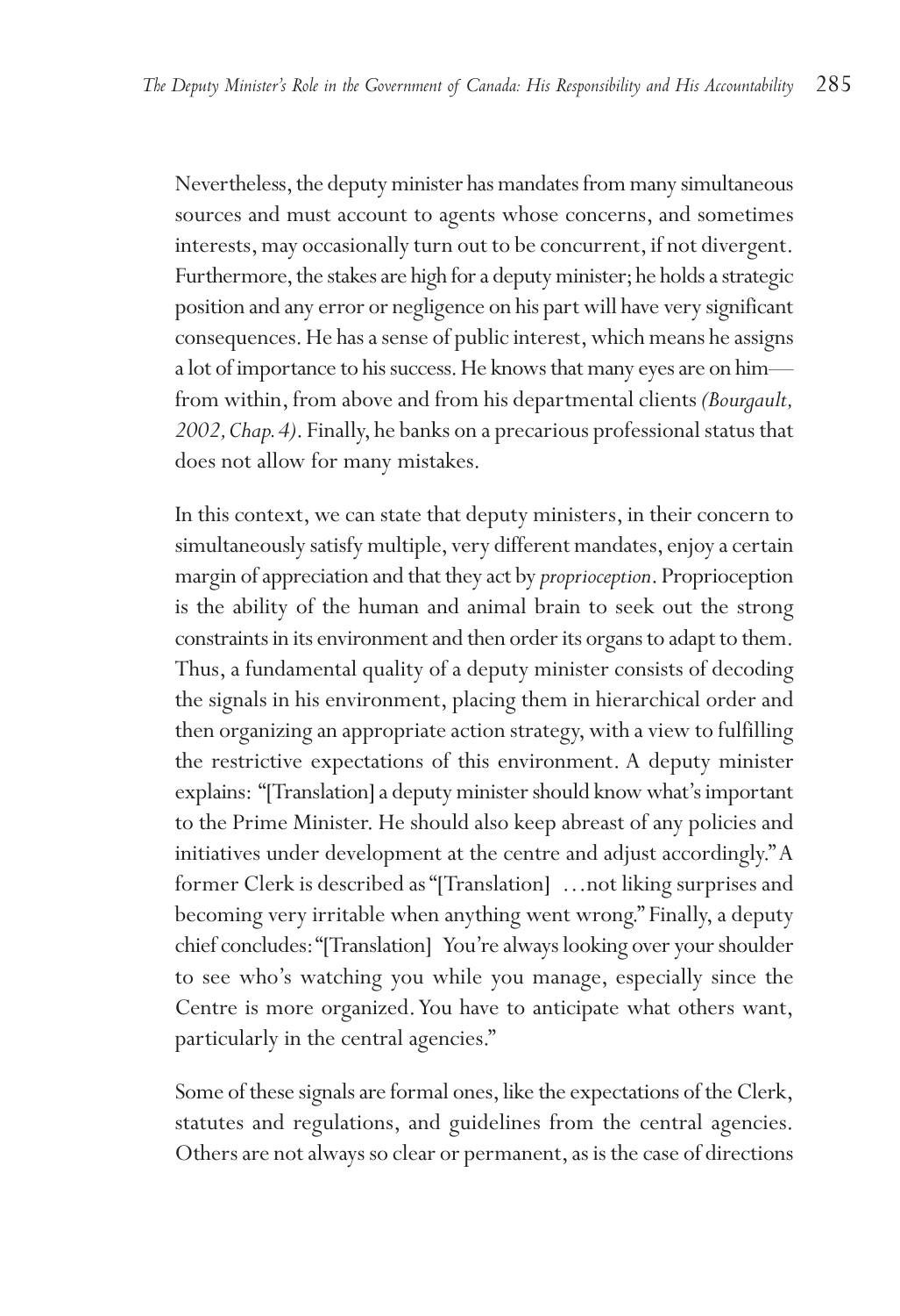Nevertheless, the deputy minister has mandates from many simultaneous sources and must account to agents whose concerns, and sometimes interests, may occasionally turn out to be concurrent, if not divergent. Furthermore, the stakes are high for a deputy minister; he holds a strategic position and any error or negligence on his part will have very significant consequences. He has a sense of public interest, which means he assigns a lot of importance to his success. He knows that many eyes are on him—from within, from above and from his departmental clients *(Bourgault, 2002, Chap. 4)*. Finally, he banks on a precarious professional status that does not allow for many mistakes.

In this context, we can state that deputy ministers, in their concern to simultaneously satisfy multiple, very different mandates, enjoy a certain margin of appreciation and that they act by *proprioception*. Proprioception is the ability of the human and animal brain to seek out the strong constraints in its environment and then order its organs to adapt to them. Thus, a fundamental quality of a deputy minister consists of decoding the signals in his environment, placing them in hierarchical order and then organizing an appropriate action strategy, with a view to fulfilling the restrictive expectations of this environment. A deputy minister explains: "[Translation] a deputy minister should know what's important to the Prime Minister. He should also keep abreast of any policies and initiatives under development at the centre and adjust accordingly." A former Clerk is described as "[Translation] …not liking surprises and becoming very irritable when anything went wrong." Finally, a deputy chief concludes: "[Translation] You're always looking over your shoulder to see who's watching you while you manage, especially since the Centre is more organized. You have to anticipate what others want, particularly in the central agencies."

Some of these signals are formal ones, like the expectations of the Clerk, statutes and regulations, and guidelines from the central agencies. Others are not always so clear or permanent, as is the case of directions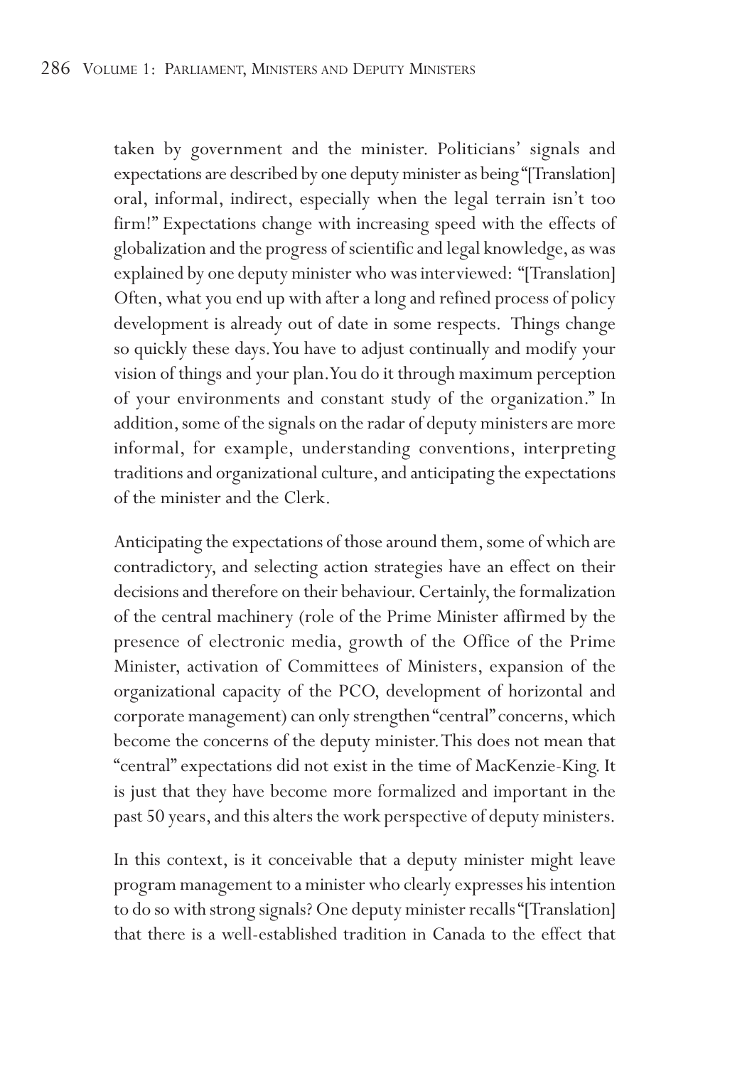taken by government and the minister. Politicians' signals and expectations are described by one deputy minister as being "[Translation] oral, informal, indirect, especially when the legal terrain isn't too firm!" Expectations change with increasing speed with the effects of globalization and the progress of scientific and legal knowledge, as was explained by one deputy minister who was interviewed: "[Translation] Often, what you end up with after a long and refined process of policy development is already out of date in some respects. Things change so quickly these days. You have to adjust continually and modify your vision of things and your plan. You do it through maximum perception of your environments and constant study of the organization." In addition, some of the signals on the radar of deputy ministers are more informal, for example, understanding conventions, interpreting traditions and organizational culture, and anticipating the expectations of the minister and the Clerk.

Anticipating the expectations of those around them, some of which are contradictory, and selecting action strategies have an effect on their decisions and therefore on their behaviour. Certainly, the formalization of the central machinery (role of the Prime Minister affirmed by the presence of electronic media, growth of the Office of the Prime Minister, activation of Committees of Ministers, expansion of the organizational capacity of the PCO, development of horizontal and corporate management) can only strengthen "central" concerns, which become the concerns of the deputy minister. This does not mean that "central" expectations did not exist in the time of MacKenzie-King. It is just that they have become more formalized and important in the past 50 years, and this alters the work perspective of deputy ministers.

In this context, is it conceivable that a deputy minister might leave program management to a minister who clearly expresses his intention to do so with strong signals? One deputy minister recalls "[Translation] that there is a well-established tradition in Canada to the effect that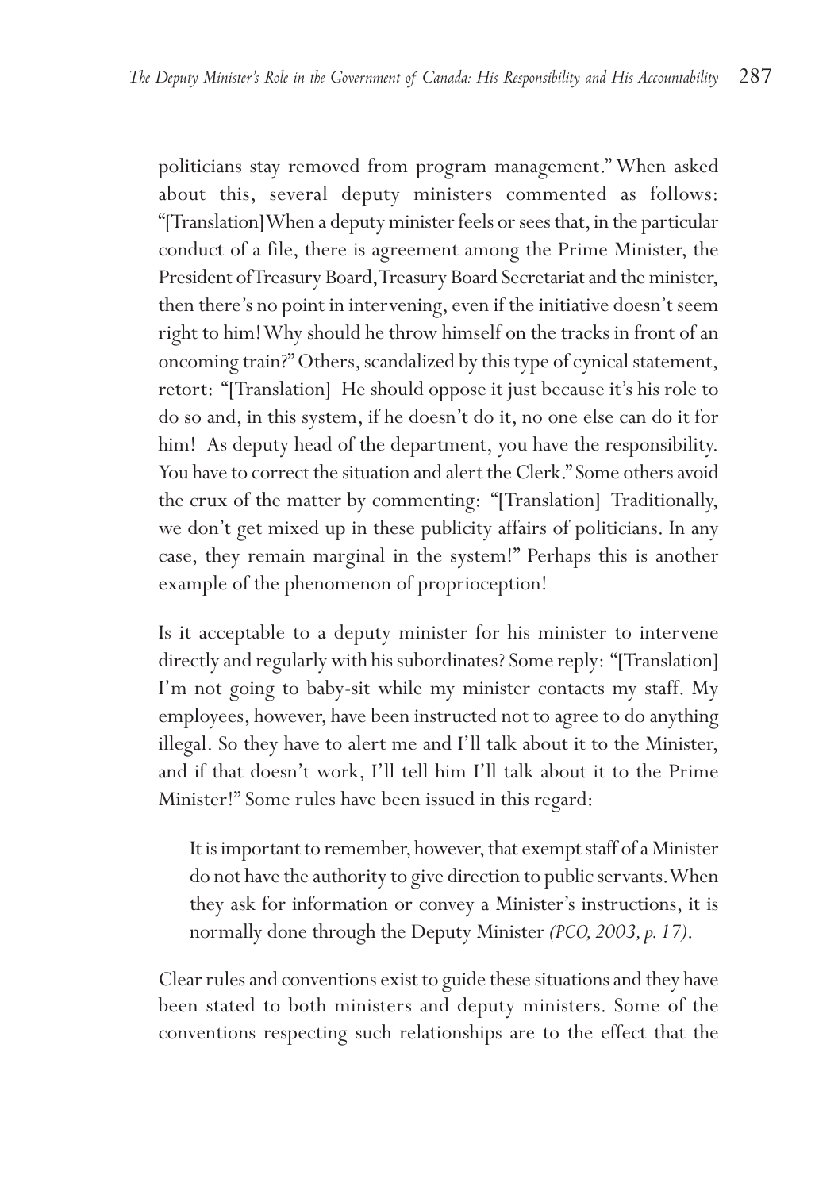politicians stay removed from program management." When asked about this, several deputy ministers commented as follows: "[Translation] When a deputy minister feels or sees that, in the particular conduct of a file, there is agreement among the Prime Minister, the President of Treasury Board, Treasury Board Secretariat and the minister, then there's no point in intervening, even if the initiative doesn't seem right to him! Why should he throw himself on the tracks in front of an oncoming train?" Others, scandalized by this type of cynical statement, retort: "[Translation] He should oppose it just because it's his role to do so and, in this system, if he doesn't do it, no one else can do it for him! As deputy head of the department, you have the responsibility. You have to correct the situation and alert the Clerk." Some others avoid the crux of the matter by commenting: "[Translation] Traditionally, we don't get mixed up in these publicity affairs of politicians. In any case, they remain marginal in the system!" Perhaps this is another example of the phenomenon of proprioception!

Is it acceptable to a deputy minister for his minister to intervene directly and regularly with his subordinates? Some reply: "[Translation] I'm not going to baby-sit while my minister contacts my staff. My employees, however, have been instructed not to agree to do anything illegal. So they have to alert me and I'll talk about it to the Minister, and if that doesn't work, I'll tell him I'll talk about it to the Prime Minister!" Some rules have been issued in this regard:

> It is important to remember, however, that exempt staff of a Minister do not have the authority to give direction to public servants. When they ask for information or convey a Minister's instructions, it is normally done through the Deputy Minister *(PCO, 2003, p. 17)*.

Clear rules and conventions exist to guide these situations and they have been stated to both ministers and deputy ministers. Some of the conventions respecting such relationships are to the effect that the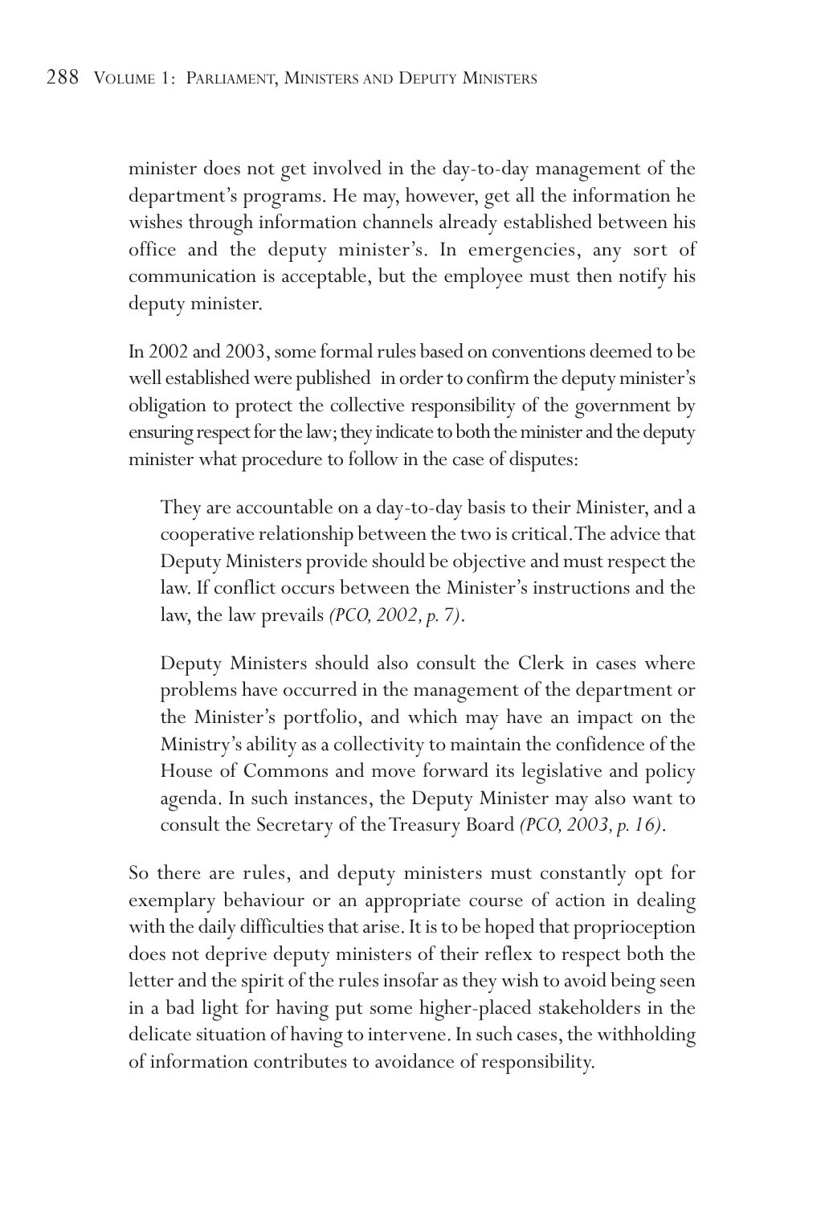minister does not get involved in the day-to-day management of the department's programs. He may, however, get all the information he wishes through information channels already established between his office and the deputy minister's. In emergencies, any sort of communication is acceptable, but the employee must then notify his deputy minister.

In 2002 and 2003, some formal rules based on conventions deemed to be well established were published in order to confirm the deputy minister's obligation to protect the collective responsibility of the government by ensuring respect for the law; they indicate to both the minister and the deputy minister what procedure to follow in the case of disputes:

> They are accountable on a day-to-day basis to their Minister, and a cooperative relationship between the two is critical. The advice that Deputy Ministers provide should be objective and must respect the law. If conflict occurs between the Minister's instructions and the law, the law prevails *(PCO, 2002, p. 7)*.
>
> Deputy Ministers should also consult the Clerk in cases where problems have occurred in the management of the department or the Minister's portfolio, and which may have an impact on the Ministry's ability as a collectivity to maintain the confidence of the House of Commons and move forward its legislative and policy agenda. In such instances, the Deputy Minister may also want to consult the Secretary of the Treasury Board *(PCO, 2003, p. 16)*.

So there are rules, and deputy ministers must constantly opt for exemplary behaviour or an appropriate course of action in dealing with the daily difficulties that arise. It is to be hoped that proprioception does not deprive deputy ministers of their reflex to respect both the letter and the spirit of the rules insofar as they wish to avoid being seen in a bad light for having put some higher-placed stakeholders in the delicate situation of having to intervene. In such cases, the withholding of information contributes to avoidance of responsibility.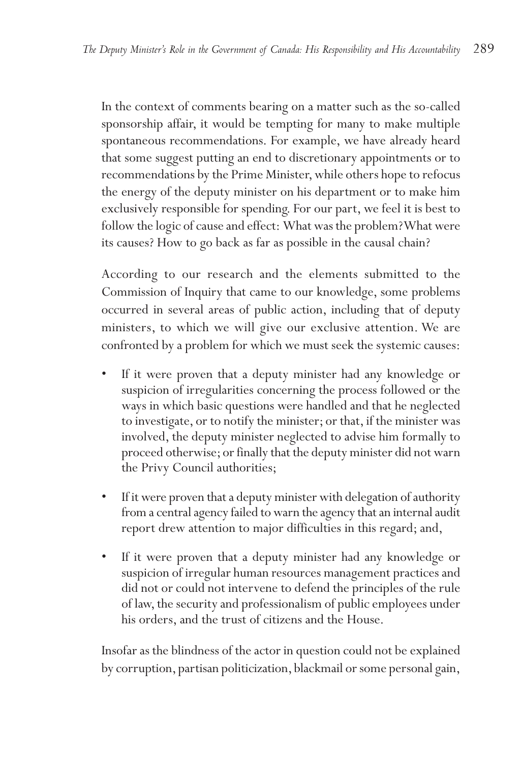In the context of comments bearing on a matter such as the so-called sponsorship affair, it would be tempting for many to make multiple spontaneous recommendations. For example, we have already heard that some suggest putting an end to discretionary appointments or to recommendations by the Prime Minister, while others hope to refocus the energy of the deputy minister on his department or to make him exclusively responsible for spending. For our part, we feel it is best to follow the logic of cause and effect: What was the problem? What were its causes? How to go back as far as possible in the causal chain?

According to our research and the elements submitted to the Commission of Inquiry that came to our knowledge, some problems occurred in several areas of public action, including that of deputy ministers, to which we will give our exclusive attention. We are confronted by a problem for which we must seek the systemic causes:

- If it were proven that a deputy minister had any knowledge or suspicion of irregularities concerning the process followed or the ways in which basic questions were handled and that he neglected to investigate, or to notify the minister; or that, if the minister was involved, the deputy minister neglected to advise him formally to proceed otherwise; or finally that the deputy minister did not warn the Privy Council authorities;
- If it were proven that a deputy minister with delegation of authority from a central agency failed to warn the agency that an internal audit report drew attention to major difficulties in this regard; and,
- If it were proven that a deputy minister had any knowledge or suspicion of irregular human resources management practices and did not or could not intervene to defend the principles of the rule of law, the security and professionalism of public employees under his orders, and the trust of citizens and the House.

Insofar as the blindness of the actor in question could not be explained by corruption, partisan politicization, blackmail or some personal gain,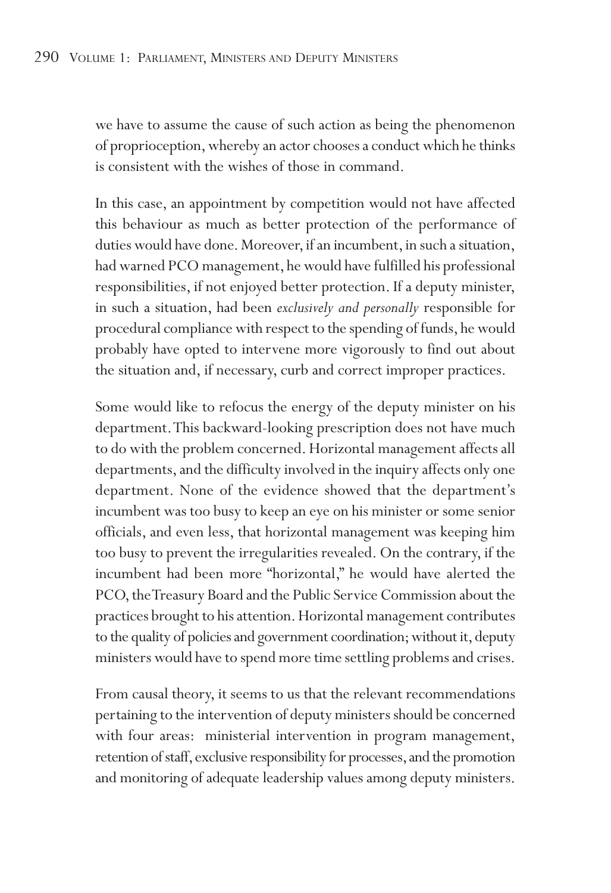we have to assume the cause of such action as being the phenomenon of proprioception, whereby an actor chooses a conduct which he thinks is consistent with the wishes of those in command.

In this case, an appointment by competition would not have affected this behaviour as much as better protection of the performance of duties would have done. Moreover, if an incumbent, in such a situation, had warned PCO management, he would have fulfilled his professional responsibilities, if not enjoyed better protection. If a deputy minister, in such a situation, had been *exclusively and personally* responsible for procedural compliance with respect to the spending of funds, he would probably have opted to intervene more vigorously to find out about the situation and, if necessary, curb and correct improper practices.

Some would like to refocus the energy of the deputy minister on his department. This backward-looking prescription does not have much to do with the problem concerned. Horizontal management affects all departments, and the difficulty involved in the inquiry affects only one department. None of the evidence showed that the department's incumbent was too busy to keep an eye on his minister or some senior officials, and even less, that horizontal management was keeping him too busy to prevent the irregularities revealed. On the contrary, if the incumbent had been more "horizontal," he would have alerted the PCO, the Treasury Board and the Public Service Commission about the practices brought to his attention. Horizontal management contributes to the quality of policies and government coordination; without it, deputy ministers would have to spend more time settling problems and crises.

From causal theory, it seems to us that the relevant recommendations pertaining to the intervention of deputy ministers should be concerned with four areas: ministerial intervention in program management, retention of staff, exclusive responsibility for processes, and the promotion and monitoring of adequate leadership values among deputy ministers.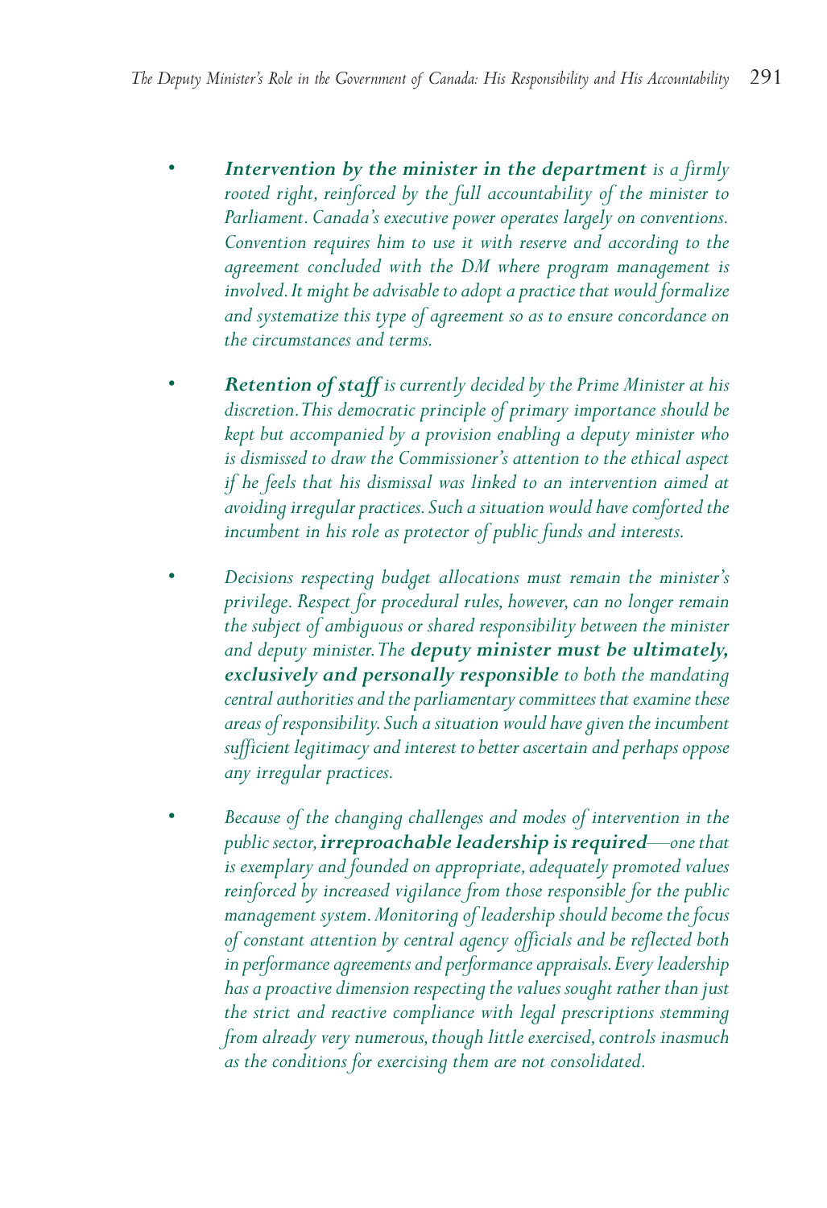- ***Intervention by the minister in the department*** *is a firmly rooted right, reinforced by the full accountability of the minister to Parliament. Canada's executive power operates largely on conventions. Convention requires him to use it with reserve and according to the agreement concluded with the DM where program management is involved. It might be advisable to adopt a practice that would formalize and systematize this type of agreement so as to ensure concordance on the circumstances and terms.*

- ***Retention of staff*** *is currently decided by the Prime Minister at his discretion. This democratic principle of primary importance should be kept but accompanied by a provision enabling a deputy minister who is dismissed to draw the Commissioner's attention to the ethical aspect if he feels that his dismissal was linked to an intervention aimed at avoiding irregular practices. Such a situation would have comforted the incumbent in his role as protector of public funds and interests.*

- *Decisions respecting budget allocations must remain the minister's privilege. Respect for procedural rules, however, can no longer remain the subject of ambiguous or shared responsibility between the minister and deputy minister. The* ***deputy minister must be ultimately, exclusively and personally responsible*** *to both the mandating central authorities and the parliamentary committees that examine these areas of responsibility. Such a situation would have given the incumbent sufficient legitimacy and interest to better ascertain and perhaps oppose any irregular practices.*

- *Because of the changing challenges and modes of intervention in the public sector,* ***irreproachable leadership is required****—one that is exemplary and founded on appropriate, adequately promoted values reinforced by increased vigilance from those responsible for the public management system. Monitoring of leadership should become the focus of constant attention by central agency officials and be reflected both in performance agreements and performance appraisals. Every leadership has a proactive dimension respecting the values sought rather than just the strict and reactive compliance with legal prescriptions stemming from already very numerous, though little exercised, controls inasmuch as the conditions for exercising them are not consolidated.*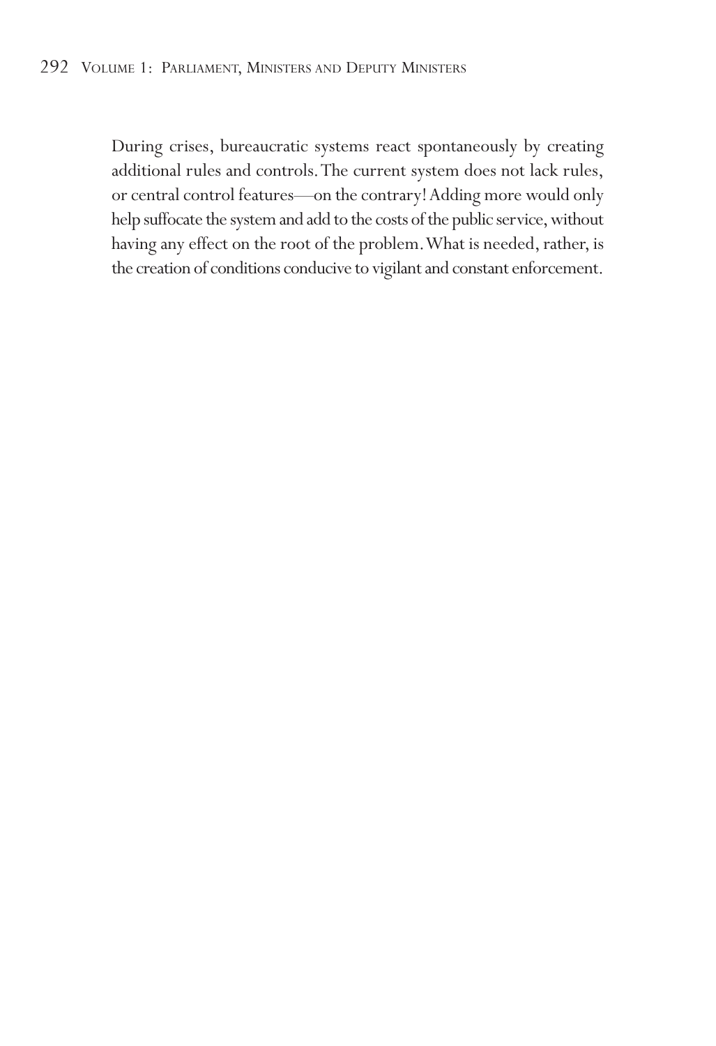During crises, bureaucratic systems react spontaneously by creating additional rules and controls. The current system does not lack rules, or central control features—on the contrary! Adding more would only help suffocate the system and add to the costs of the public service, without having any effect on the root of the problem. What is needed, rather, is the creation of conditions conducive to vigilant and constant enforcement.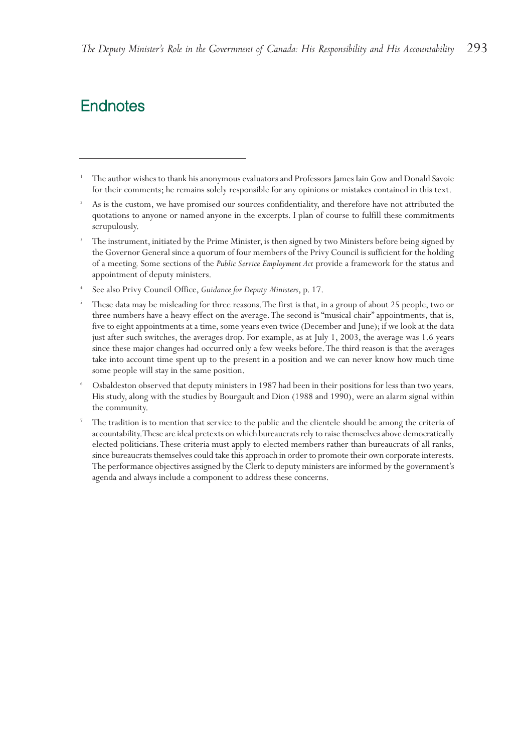## Endnotes

---

[1] The author wishes to thank his anonymous evaluators and Professors James Iain Gow and Donald Savoie for their comments; he remains solely responsible for any opinions or mistakes contained in this text.

[2] As is the custom, we have promised our sources confidentiality, and therefore have not attributed the quotations to anyone or named anyone in the excerpts. I plan of course to fulfill these commitments scrupulously.

[3] The instrument, initiated by the Prime Minister, is then signed by two Ministers before being signed by the Governor General since a quorum of four members of the Privy Council is sufficient for the holding of a meeting. Some sections of the *Public Service Employment Act* provide a framework for the status and appointment of deputy ministers.

[4] See also Privy Council Office, *Guidance for Deputy Ministers*, p. 17.

[5] These data may be misleading for three reasons. The first is that, in a group of about 25 people, two or three numbers have a heavy effect on the average. The second is "musical chair" appointments, that is, five to eight appointments at a time, some years even twice (December and June); if we look at the data just after such switches, the averages drop. For example, as at July 1, 2003, the average was 1.6 years since these major changes had occurred only a few weeks before. The third reason is that the averages take into account time spent up to the present in a position and we can never know how much time some people will stay in the same position.

[6] Osbaldeston observed that deputy ministers in 1987 had been in their positions for less than two years. His study, along with the studies by Bourgault and Dion (1988 and 1990), were an alarm signal within the community.

[7] The tradition is to mention that service to the public and the clientele should be among the criteria of accountability. These are ideal pretexts on which bureaucrats rely to raise themselves above democratically elected politicians. These criteria must apply to elected members rather than bureaucrats of all ranks, since bureaucrats themselves could take this approach in order to promote their own corporate interests. The performance objectives assigned by the Clerk to deputy ministers are informed by the government's agenda and always include a component to address these concerns.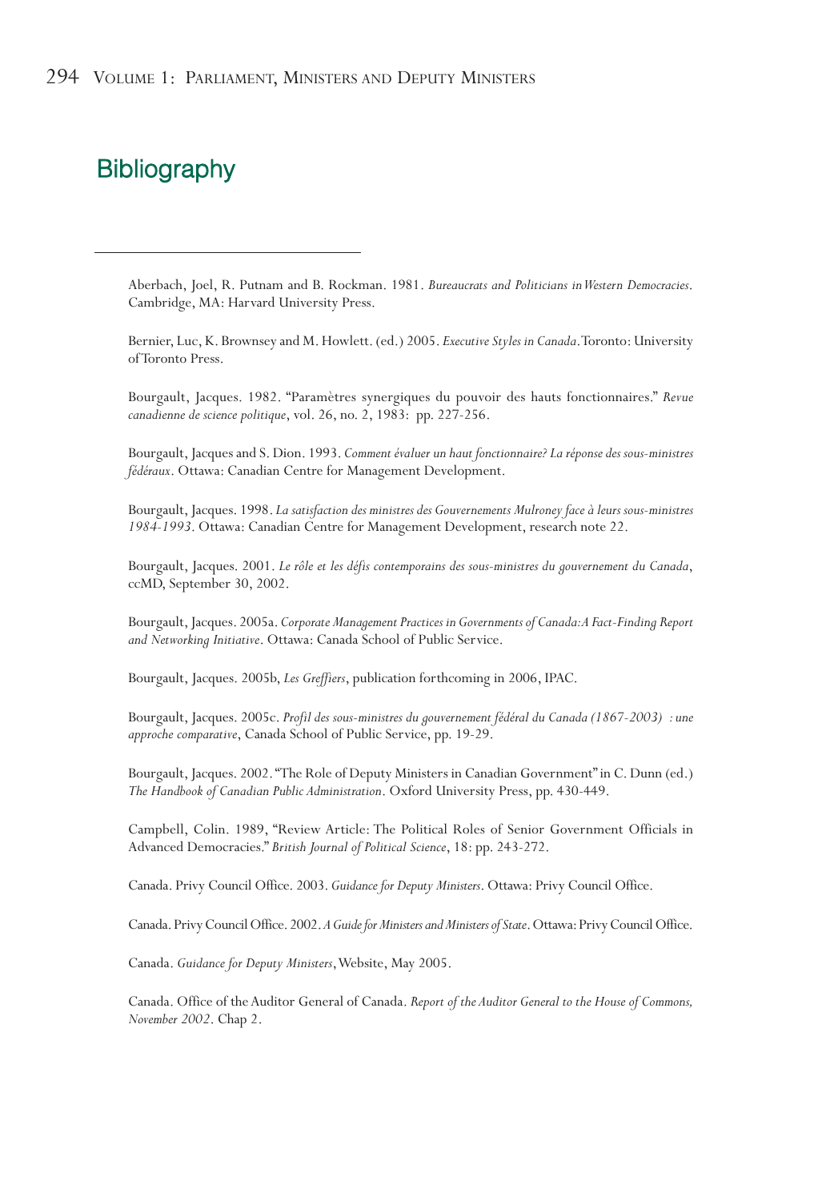## Bibliography

Aberbach, Joel, R. Putnam and B. Rockman. 1981. *Bureaucrats and Politicians in Western Democracies*. Cambridge, MA: Harvard University Press.

Bernier, Luc, K. Brownsey and M. Howlett. (ed.) 2005. *Executive Styles in Canada*. Toronto: University of Toronto Press.

Bourgault, Jacques. 1982. "Paramètres synergiques du pouvoir des hauts fonctionnaires." *Revue canadienne de science politique*, vol. 26, no. 2, 1983: pp. 227-256.

Bourgault, Jacques and S. Dion. 1993. *Comment évaluer un haut fonctionnaire? La réponse des sous-ministres fédéraux*. Ottawa: Canadian Centre for Management Development.

Bourgault, Jacques. 1998. *La satisfaction des ministres des Gouvernements Mulroney face à leurs sous-ministres 1984-1993*. Ottawa: Canadian Centre for Management Development, research note 22.

Bourgault, Jacques. 2001. *Le rôle et les défis contemporains des sous-ministres du gouvernement du Canada*, ccMD, September 30, 2002.

Bourgault, Jacques. 2005a. *Corporate Management Practices in Governments of Canada: A Fact-Finding Report and Networking Initiative*. Ottawa: Canada School of Public Service.

Bourgault, Jacques. 2005b, *Les Greffiers*, publication forthcoming in 2006, IPAC.

Bourgault, Jacques. 2005c. *Profil des sous-ministres du gouvernement fédéral du Canada (1867-2003) : une approche comparative*, Canada School of Public Service, pp. 19-29.

Bourgault, Jacques. 2002. "The Role of Deputy Ministers in Canadian Government" in C. Dunn (ed.) *The Handbook of Canadian Public Administration*. Oxford University Press, pp. 430-449.

Campbell, Colin. 1989, "Review Article: The Political Roles of Senior Government Officials in Advanced Democracies." *British Journal of Political Science*, 18: pp. 243-272.

Canada. Privy Council Office. 2003. *Guidance for Deputy Ministers*. Ottawa: Privy Council Office.

Canada. Privy Council Office. 2002. *A Guide for Ministers and Ministers of State*. Ottawa: Privy Council Office.

Canada. *Guidance for Deputy Ministers*, Website, May 2005.

Canada. Office of the Auditor General of Canada. *Report of the Auditor General to the House of Commons, November 2002*. Chap 2.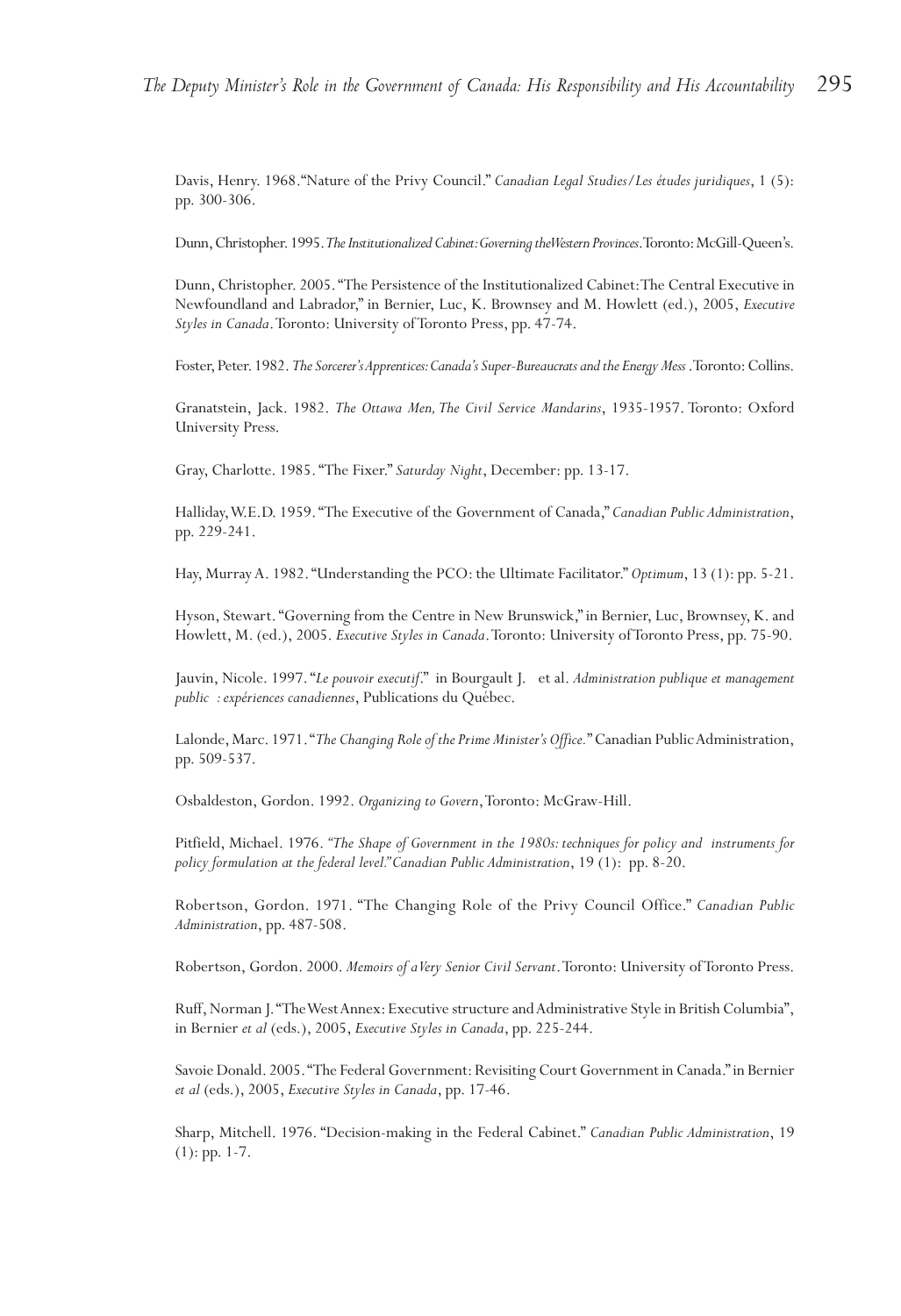Davis, Henry. 1968."Nature of the Privy Council." *Canadian Legal Studies/Les études juridiques*, 1 (5): pp. 300-306.

Dunn, Christopher. 1995. *The Institutionalized Cabinet: Governing the Western Provinces*. Toronto: McGill-Queen's.

Dunn, Christopher. 2005. "The Persistence of the Institutionalized Cabinet: The Central Executive in Newfoundland and Labrador," in Bernier, Luc, K. Brownsey and M. Howlett (ed.), 2005, *Executive Styles in Canada*. Toronto: University of Toronto Press, pp. 47-74.

Foster, Peter. 1982. *The Sorcerer's Apprentices: Canada's Super-Bureaucrats and the Energy Mess*. Toronto: Collins.

Granatstein, Jack. 1982. *The Ottawa Men, The Civil Service Mandarins*, 1935-1957. Toronto: Oxford University Press.

Gray, Charlotte. 1985. "The Fixer." *Saturday Night*, December: pp. 13-17.

Halliday, W.E.D. 1959. "The Executive of the Government of Canada," *Canadian Public Administration*, pp. 229-241.

Hay, Murray A. 1982. "Understanding the PCO: the Ultimate Facilitator." *Optimum*, 13 (1): pp. 5-21.

Hyson, Stewart. "Governing from the Centre in New Brunswick," in Bernier, Luc, Brownsey, K. and Howlett, M. (ed.), 2005. *Executive Styles in Canada*. Toronto: University of Toronto Press, pp. 75-90.

Jauvin, Nicole. 1997. "*Le pouvoir executif*." in Bourgault J. et al. *Administration publique et management public : expériences canadiennes*, Publications du Québec.

Lalonde, Marc. 1971. "*The Changing Role of the Prime Minister's Office.*" Canadian Public Administration, pp. 509-537.

Osbaldeston, Gordon. 1992. *Organizing to Govern*, Toronto: McGraw-Hill.

Pitfield, Michael. 1976. *"The Shape of Government in the 1980s: techniques for policy and instruments for policy formulation at the federal level." Canadian Public Administration*, 19 (1): pp. 8-20.

Robertson, Gordon. 1971. "The Changing Role of the Privy Council Office." *Canadian Public Administration*, pp. 487-508.

Robertson, Gordon. 2000. *Memoirs of a Very Senior Civil Servant*. Toronto: University of Toronto Press.

Ruff, Norman J. "The West Annex: Executive structure and Administrative Style in British Columbia", in Bernier *et al* (eds.), 2005, *Executive Styles in Canada*, pp. 225-244.

Savoie Donald. 2005. "The Federal Government: Revisiting Court Government in Canada." in Bernier *et al* (eds.), 2005, *Executive Styles in Canada*, pp. 17-46.

Sharp, Mitchell. 1976. "Decision-making in the Federal Cabinet." *Canadian Public Administration*, 19 (1): pp. 1-7.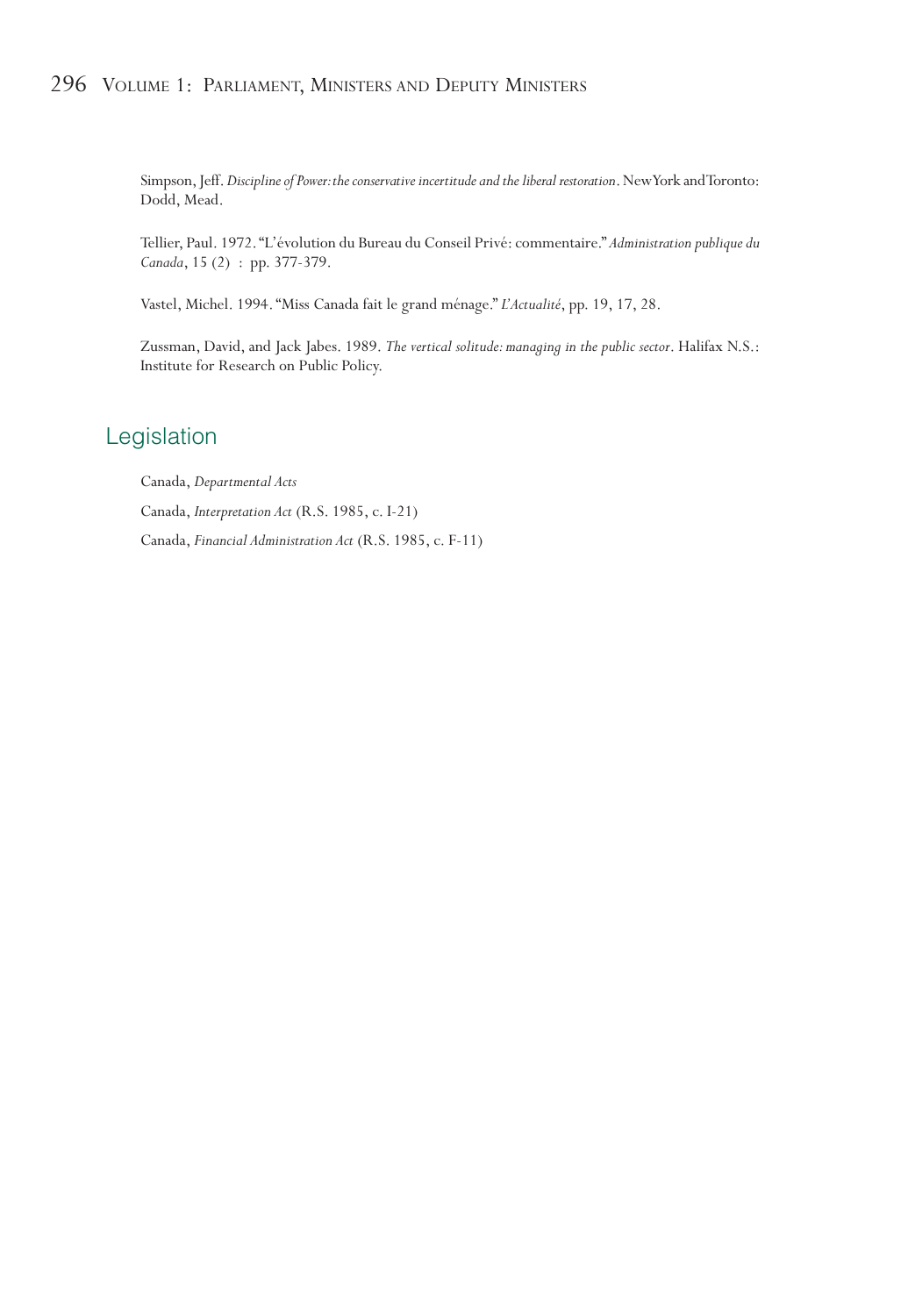Simpson, Jeff. *Discipline of Power: the conservative incertitude and the liberal restoration*. New York and Toronto: Dodd, Mead.

Tellier, Paul. 1972. "L'évolution du Bureau du Conseil Privé: commentaire." *Administration publique du Canada*, 15 (2) : pp. 377-379.

Vastel, Michel. 1994. "Miss Canada fait le grand ménage." *L'Actualité*, pp. 19, 17, 28.

Zussman, David, and Jack Jabes. 1989. *The vertical solitude: managing in the public sector*. Halifax N.S.: Institute for Research on Public Policy.

## Legislation

Canada, *Departmental Acts*

Canada, *Interpretation Act* (R.S. 1985, c. I-21)

Canada, *Financial Administration Act* (R.S. 1985, c. F-11)